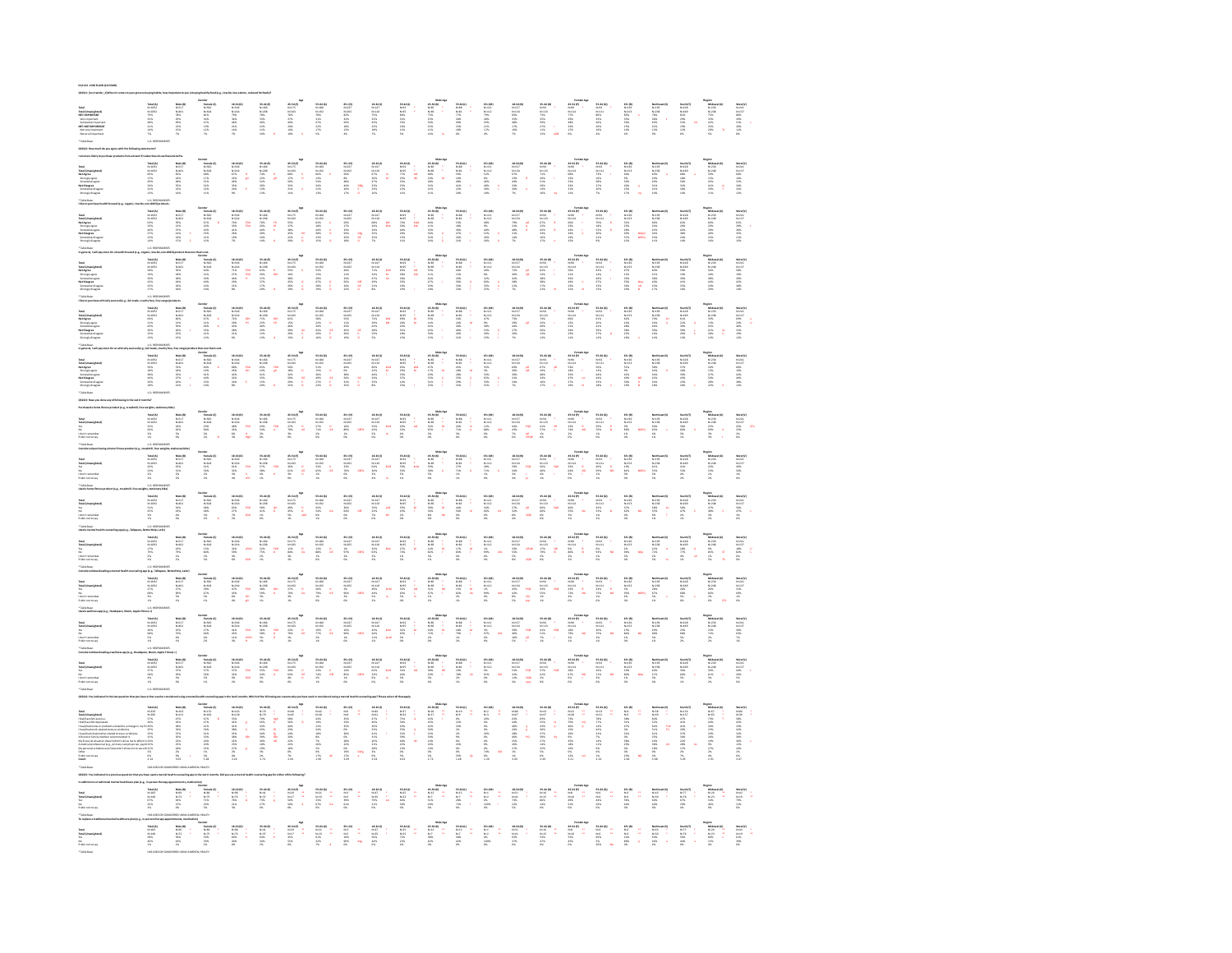|                                                                                                                                             | 7662630<br>N=1092<br>N=1092<br>N=1095<br>2215<br>2215<br>1415  | Male [8]<br>Noti 12<br>Noti 12 2016<br>2016<br>2016<br>2016<br>2016                                                                                  | Denader<br>Personal Personal<br>Personal<br>Personal Personal<br>Personal<br>Personal<br>Personal<br>Personal<br>Personal Personal<br>Personal Personal                                                                                                                                                                                                                                                              |                                                                                                                                                                                                                                                                                                                                                                                                                             | 3544(8)<br>N=126<br>N=126<br>N=126<br>2216<br>2216<br>2216                                                                                                                                                                                                                                                                                                                                                           | 45 44 (f)<br>N=1 75<br>N=1 25<br>N=1 27 %<br>27 %<br>28 %<br>24 %<br>14 %                                                                                                                                                                                                                                                                                                                                                                            | $\begin{array}{r} 8.9 - 6.6 \; (0) \\ \begin{array}{r} 9.1 - 5.0 \\ 1.0 \; 1.0 \\ 2.0 \; 1.0 \\ 3.1 \; 1.0 \\ 4.2 \; 1.0 \\ 2.2 \; 1.0 \\ 1.2 \; 1.0 \\ 1.2 \; 1.0 \\ 5.0 \\ \end{array} \end{array}$                                                                                                                                  | $\begin{array}{l} 65 + [8] \\ \hline 76 - 247 \\ \hline 8275 \\ \hline 8275 \\ \hline 3275 \\ \hline 3275 \\ \hline 3275 \\ \hline 3275 \\ \hline 3275 \\ \hline 3275 \\ \hline 3275 \\ \hline 3275 \\ \hline 3275 \\ \hline \end{array}$                                                                                                                                                                        | $\begin{array}{r} 18\,44\,0\\ \text{Na-12}\\ \text{Na-13}\\ \text{Na-15}\\ \text{AlN}\\ \text{AlN}\\ \text{AlN}\\ \text{AlN}\\ \text{AlN}\\ \text{AlN}\\ \text{AlN}\\ \end{array}$                                                                                                                                                                                                                              | $\begin{array}{ccc} 16-64.0 & & & & \\ 70-82 & & & & \\ 70-85 & & & & \\ 70-85 & & & & \\ 34.75 & & & & \\ 34.76 & & & & \\ 54.76 & & & & \\ 14.76 & & & & \\ 14.76 & & & & \\ 14.76 & & & & \\ 14.76 & & & & \\ 14.76 & & & & \\ 15.76 & & & & \\ 15.76 & & & & \\ 15.76 & & & & \\ 15.76 & & & & \\ 15.76 & & & & \\ 15.76 & & & & \\ 15.76 & & & & \\ 1$ |                                                                                                                                                                                                                                                                                                                                                                                                                                                        | $\begin{array}{cccc} \text{MSE} & \text{MSE} & \text{MSE} & \text{MSE} \\ \text{MSE} & \text{MSE} & \text{MSE} & \text{MSE} \\ \text{NSE} & \text{NSE} & \text{MSE} & \text{MSE} \\ \text{NSE} & \text{MSE} & \text{MSE} \\ \text{NSE} & \text{MSE} & \text{MSE} \\ \text{MSE} & \text{MSE} & \text{MSE} \\ \text{MSE} & \text{MSE} & \text{MSE} \\ \end{array}$                                                                                                                   | 68+[M]<br>N=112<br>N=122<br>N=105<br>S21%<br>21%<br>21%                                                                                                                                                | $\begin{array}{r} 18.88\,90\\ \rm{Na\,151}\\ 81\%\\ 21\%\\ 21\%\\ 17\%\\ 17\%\\ 27\%\\ 27\%\\ \end{array}$                                                                                                                                                                                                                                                                                                                            |                                                                                                                                                                                                                                                                                                                                                            |                                                                                                                                                                                                                                                                                                                                                                                                                | $\begin{array}{l} 83\,44\,93 \\ 80\,92 \\ 80\,93 \\ 80\,95 \\ 80\,95 \\ 80\,95 \\ 20\,95 \\ 20\,95 \\ 20\,95 \\ 20\,95 \\ 20\,95 \\ 20\,95 \\ 20\,95 \\ 20\,95 \\ 20\,95 \\ 20\,95 \\ 20\,95 \\ 20\,96 \\ 20\,96 \\ 20\,97 \\ 20\,97 \\ 20\,98 \\ 20\,99 \\ 20\,99 \\ 20\,99 \\ 20\,99 \\ $ | $\begin{tabular}{ll} \bf 61+ [9] & & & & & & & \\ \bf 81+ [8] & & & & & & & \\ \bf 91+ [1] & & & & & & & \\ \bf 91+ [1] & & & & & & \\ \bf 118+ & & & & & & \\ \bf 128+ & & & & & & \\ \bf 139+ & & & & & & \\ \bf 139+ & & & & & & \\ \bf 139+ & & & & & & \\ \bf 139+ & & & & & & \\ \bf 139+ & & & & & & \\ \bf 139+ & & & & & & \\ \bf 139+ & & & & & & \\ \bf 139+ & & & & & & \\ \bf 13$ |                                                                                                                                                                                                                                                                                                                                                                                                                            |                                                                                                                                                                                                                                                                                                                                                                                                                                     | North (Y) Region<br>Model Model<br>Model Model<br>Model Model<br>XYS 30 425<br>XYS 30 425<br>XYS 30 425<br>XYS 30 425<br>XYS 30 425<br>XYS 30 425                                                                                                                                                                                                                                                                                                                                               | West [V]<br>N=283<br>N=127<br>N=16<br>29%<br>20%<br>20%<br>21%                                                                                                                                                                                                                                                                                                                                                                                                                |
|---------------------------------------------------------------------------------------------------------------------------------------------|----------------------------------------------------------------|------------------------------------------------------------------------------------------------------------------------------------------------------|----------------------------------------------------------------------------------------------------------------------------------------------------------------------------------------------------------------------------------------------------------------------------------------------------------------------------------------------------------------------------------------------------------------------|-----------------------------------------------------------------------------------------------------------------------------------------------------------------------------------------------------------------------------------------------------------------------------------------------------------------------------------------------------------------------------------------------------------------------------|----------------------------------------------------------------------------------------------------------------------------------------------------------------------------------------------------------------------------------------------------------------------------------------------------------------------------------------------------------------------------------------------------------------------|------------------------------------------------------------------------------------------------------------------------------------------------------------------------------------------------------------------------------------------------------------------------------------------------------------------------------------------------------------------------------------------------------------------------------------------------------|----------------------------------------------------------------------------------------------------------------------------------------------------------------------------------------------------------------------------------------------------------------------------------------------------------------------------------------|------------------------------------------------------------------------------------------------------------------------------------------------------------------------------------------------------------------------------------------------------------------------------------------------------------------------------------------------------------------------------------------------------------------|-----------------------------------------------------------------------------------------------------------------------------------------------------------------------------------------------------------------------------------------------------------------------------------------------------------------------------------------------------------------------------------------------------------------|-------------------------------------------------------------------------------------------------------------------------------------------------------------------------------------------------------------------------------------------------------------------------------------------------------------------------------------------------------------|--------------------------------------------------------------------------------------------------------------------------------------------------------------------------------------------------------------------------------------------------------------------------------------------------------------------------------------------------------------------------------------------------------------------------------------------------------|------------------------------------------------------------------------------------------------------------------------------------------------------------------------------------------------------------------------------------------------------------------------------------------------------------------------------------------------------------------------------------------------------------------------------------------------------------------------------------|--------------------------------------------------------------------------------------------------------------------------------------------------------------------------------------------------------|---------------------------------------------------------------------------------------------------------------------------------------------------------------------------------------------------------------------------------------------------------------------------------------------------------------------------------------------------------------------------------------------------------------------------------------|------------------------------------------------------------------------------------------------------------------------------------------------------------------------------------------------------------------------------------------------------------------------------------------------------------------------------------------------------------|----------------------------------------------------------------------------------------------------------------------------------------------------------------------------------------------------------------------------------------------------------------------------------------------------------------------------------------------------------------------------------------------------------------|---------------------------------------------------------------------------------------------------------------------------------------------------------------------------------------------------------------------------------------------------------------------------------------------|------------------------------------------------------------------------------------------------------------------------------------------------------------------------------------------------------------------------------------------------------------------------------------------------------------------------------------------------------------------------------------------------|----------------------------------------------------------------------------------------------------------------------------------------------------------------------------------------------------------------------------------------------------------------------------------------------------------------------------------------------------------------------------------------------------------------------------|-------------------------------------------------------------------------------------------------------------------------------------------------------------------------------------------------------------------------------------------------------------------------------------------------------------------------------------------------------------------------------------------------------------------------------------|-------------------------------------------------------------------------------------------------------------------------------------------------------------------------------------------------------------------------------------------------------------------------------------------------------------------------------------------------------------------------------------------------------------------------------------------------------------------------------------------------|-------------------------------------------------------------------------------------------------------------------------------------------------------------------------------------------------------------------------------------------------------------------------------------------------------------------------------------------------------------------------------------------------------------------------------------------------------------------------------|
|                                                                                                                                             |                                                                |                                                                                                                                                      |                                                                                                                                                                                                                                                                                                                                                                                                                      |                                                                                                                                                                                                                                                                                                                                                                                                                             |                                                                                                                                                                                                                                                                                                                                                                                                                      |                                                                                                                                                                                                                                                                                                                                                                                                                                                      |                                                                                                                                                                                                                                                                                                                                        |                                                                                                                                                                                                                                                                                                                                                                                                                  |                                                                                                                                                                                                                                                                                                                                                                                                                 |                                                                                                                                                                                                                                                                                                                                                             |                                                                                                                                                                                                                                                                                                                                                                                                                                                        |                                                                                                                                                                                                                                                                                                                                                                                                                                                                                    |                                                                                                                                                                                                        |                                                                                                                                                                                                                                                                                                                                                                                                                                       |                                                                                                                                                                                                                                                                                                                                                            |                                                                                                                                                                                                                                                                                                                                                                                                                |                                                                                                                                                                                                                                                                                             |                                                                                                                                                                                                                                                                                                                                                                                                |                                                                                                                                                                                                                                                                                                                                                                                                                            |                                                                                                                                                                                                                                                                                                                                                                                                                                     |                                                                                                                                                                                                                                                                                                                                                                                                                                                                                                 |                                                                                                                                                                                                                                                                                                                                                                                                                                                                               |
| Tutal<br>Tutal Jänuseigi<br>Net Agree<br>Someahat ag<br>Someahat di<br>Someahat di<br>Someahat di                                           | 7604(A)<br>N=1092<br>N=1092<br>GSS<br>GSS<br>17%<br>27%<br>27% | Male (8)<br>19:512<br>19:55<br>19:55<br>19:55<br>19:55<br>19:55                                                                                      | Sender<br>Penade (C)<br>Notata<br>Notata<br>Notata<br>Notata<br>Notata<br>Notata                                                                                                                                                                                                                                                                                                                                     | $\begin{tabular}{l c c c} \multicolumn{1}{c}{\textbf{11-11}} & \multicolumn{1}{c}{\textbf{12-11}} & \multicolumn{1}{c}{\textbf{13-11}} & \multicolumn{1}{c}{\textbf{14-11}} & \multicolumn{1}{c}{\textbf{15-11}} & \multicolumn{1}{c}{\textbf{16-11}} & \multicolumn{1}{c}{\textbf{17-11}} & \multicolumn{1}{c}{\textbf{18-11}} & \multicolumn{1}{c}{\textbf{19-11}} & \multicolumn{1}{c}{\textbf{19-11}} & \multicolumn{1$ | 25-44(8)<br>Nordes<br>Nordes<br>Nors<br>22% - 24%<br>22% - 22%<br>22% -                                                                                                                                                                                                                                                                                                                                              | $\begin{array}{lcl} \textbf{A}\textbf{p} & & & \textbf{A}\textbf{p} \\ \textbf{a1} & \textbf{a1} & \textbf{p} \\ \textbf{n1} & \textbf{n1} & \textbf{n1} \\ \textbf{n1} & \textbf{n1} & \textbf{n1} \\ \textbf{a2} & \textbf{n1} & \textbf{n1} \\ \textbf{a3} & \textbf{n2} & \textbf{n1} \\ \textbf{a4} & \textbf{n1} & \textbf{n1} \\ \textbf{a5} & \textbf{n2} & \textbf{n1} \\ \textbf{a6} & \textbf{n1} & \textbf{n1} \\ \textbf{a7} & \textbf$ | $\begin{array}{r} 83.641\, [3] \\ \rm N=510 \\ \rm N=92 \\ \rm 64\,N \\ \rm 13\,N \\ \rm 53\,N \\ \rm 24\,N \\ \rm 23\,N \\ \rm 23\,N \\ \rm 23\,N \\ \rm 24\,N \\ \rm 24\,N \\ \rm 25\,N \\ \rm 24\,N \\ \rm 24\,N \\ \rm 25\,N \\ \rm 26\,N \\ \rm 27\,N \\ \rm 28\,N \\ \rm 29\,N \\ \rm 21\,N \\ \rm 21\,N \\ \rm 22\,N \\ \rm 23$ | 65+34)<br>76-265<br>5676<br>6556 6616<br>6556 6616<br>2176 6                                                                                                                                                                                                                                                                                                                                                     | $\begin{array}{rcl} 138.04(3) & & & & & \\ 99.04(3) & & & & & \\ 64.76 & & & & & \\ 64.76 & & & & & \\ 2426 & & & & & \\ 2426 & & & & & \\ 2428 & & & & & \\ 2428 & & & & & \\ 2428 & & & & & \\ 2428 & & & & & \\ \end{array}$                                                                                                                                                                                 | $\begin{array}{ccc} 35\text{--}48\,01 & & & \\ 80\,02 & & & \\ 77\% & & & 0.01 \\ 27\% & & & 0.01 \\ 27\% & & & 0.01 \\ 23\% & & & 0.02 \\ 23\% & & & \\ 23\% & & & \\ 23\% & & & \\ 13\% & & & \\ 13\% & & & \\ 13\% & & & \\ 13\% & & & \\ 13\% & & & \\ 13\% & & & \\ 13\% & & & \\ 13\% & & & \\ 13\% & & & \\ 13\% & & & \\ 13\% & & & \\ 1$           | $\begin{array}{ccc} \text{Multi Apc} \\ \text{65-64 (C)} \\ \text{N=65} \\ \text{N=65} \\ \text{658.} \\ \text{208.} \\ \text{208.} \\ \text{228.} \\ \text{228.} \\ \text{228.} \\ \text{228.} \\ \text{228.} \\ \text{228.} \\ \text{228.} \\ \end{array}$                                                                                                                                                                                           | $\begin{array}{ccc} 16\,44\,10 & & & \\ 0.4\,1 & & & \\ 0.4\,1 & & & \\ 10\,6\,1 & & & \\ 10\,6\, & & & \\ 10\,8\, & & & \\ 0.8\,1 & & & \\ 21\,8\, & & & \\ \end{array}$                                                                                                                                                                                                                                                                                                          | $\begin{array}{l} 65 + [M] \\ \hline N=111 \\ \hline N=122 \\ \hline 52\% \\ \hline 65 \\ \hline 65 \\ \hline 65 \\ \hline 65 \\ \hline 32\% \\ \hline 225 \\ \hline 225 \\ \hline 235 \\ \end{array}$ | $\begin{array}{ccc} 13.84\,90 & & & \\ 8.45\,14 & & & \\ 8.7\,8 & & & \\ 2.2\,8 & & & \\ 2.2\,8 & & & \\ 2.8\,8 & & & \\ 2.8\,8 & & & \\ 2.8\,8 & & & \\ 2.8\,8 & & & \\ 2.8\,8 & & & \\ 2.8\,8 & & & \\ 2.8\,8 & & & \\ 2.8\,8 & & & \\ 2.8\,8 & & & \\ 2.8\,8 & & & \\ 2.8\,8 & & & \\ 2.8\,8 & & & \\ 2.8\,8 & & & \\ 2.8\,8 & & &$                                                                                                | $\begin{array}{ccc} 23-64\ (2) & & & \\ 36-64 & & & \\ 37.15 & & & \\ 27.55 & & & \\ 20\% & & & \\ 51\% & & & \\ 21\% & & & \\ 10\% & & & \\ 20\% & & & \\ 20\% & & & \\ 20\% & & & \\ 20\% & & & \\ 20\% & & & \\ 20\% & & & \\ 20\% & & & \\ 20\% & & & \\ 20\% & & & \\ 20\% & & & \\ 20\% & & & \\ 20\% & & & \\ 20\% & & & \\ 20\% & & & \\ 20\% & &$ | Foundedge<br>01-50 PI<br>01-11-1<br>02:55<br>12:55<br>12:55<br>22:55<br>22:55<br>22:55                                                                                                                                                                                                                                                                                                                         | $\begin{array}{ccc} 88\,46\,8\, 2& & \\ 86\,21 & & \\ 86\,111 & & \\ 72\,8 & & \\ 23\,8 & & \\ 88\,8 & & \\ 27\,8 & & \\ 27\,8 & & \\ 7\,8 & & \\ 7\,8 & & \\ \end{array}$                                                                                                                  | 88+(0)<br>N=138<br>N=138<br>S2%<br>S2% = 12% = 12%<br>2.12% = 12%                                                                                                                                                                                                                                                                                                                              | Northeast (N)<br>N=1913<br>GPS<br>GPS<br>GPS<br>STS<br>N=5<br>2115<br>2115<br>N=1                                                                                                                                                                                                                                                                                                                                          | $\begin{array}{lcl} \text{Sosh} \left( 0 \right) & & \\ \text{N=124} & & \\ \text{N=648} & & \\ \text{S476} & & \\ \text{S476} & & \\ \text{S476} & & \\ \text{S476} & & \\ \text{S476} & & \\ \text{S476} & & \\ \text{S476} & & \\ \end{array}$                                                                                                                                                                                   | legion<br>- Midwest<br>- N=232<br>- N=24<br>- SPS<br>- SPS<br>- SPS<br>- SPS<br>- SPS                                                                                                                                                                                                                                                                                                                                                                                                           | West [V]<br>N=241<br>N=132<br>GNN<br>S216<br>S216<br>2216<br>2216                                                                                                                                                                                                                                                                                                                                                                                                             |
| Tutal<br>Tutal (Jawanighted)<br>Not Agree<br>Scranulus Spree<br>Scranulus Spree<br>Not Disagnee<br>Scranulus disagnee<br>Scranulus disagnee |                                                                |                                                                                                                                                      | Gender<br>  Notici<br>  Notici<br>  Notici<br>  22%<br>  22%<br>  22%<br>  22%                                                                                                                                                                                                                                                                                                                                       |                                                                                                                                                                                                                                                                                                                                                                                                                             | $\begin{tabular}{l c c c c} \hline \textbf{13-41}[i] & \textbf{13-41}[i] & \textbf{41-41}[i] & \\\hline \textbf{13-41}[i] & \textbf{13-41}[i] & \textbf{14-41}[i] & \textbf{14-41}[i] \\ \hline \textbf{13-41}[i] & \textbf{13-41}[i] & \textbf{13-41}[i] & \textbf{13-41}[i] \\ \hline \textbf{13-41}[i] & \textbf{13-41}[i] & \textbf{13-41}[i] & \textbf{13-41$                                                   |                                                                                                                                                                                                                                                                                                                                                                                                                                                      |                                                                                                                                                                                                                                                                                                                                        | 64-34)<br>No.245<br>No.245<br>No.35<br>No.355 DN                                                                                                                                                                                                                                                                                                                                                                 | $\begin{tabular}{l c c c} \multicolumn{1}{c}{\textbf{18-84.0}} & \multicolumn{1}{c}{\textbf{18-84.0}} & \multicolumn{1}{c}{\textbf{18-84.0}} & \multicolumn{1}{c}{\textbf{18-84.0}} & \multicolumn{1}{c}{\textbf{18-84.0}} & \multicolumn{1}{c}{\textbf{18-84.0}} & \multicolumn{1}{c}{\textbf{18-8.0}} & \multicolumn{1}{c}{\textbf{18-8.0}} & \multicolumn{1}{c}{\textbf{18-8.0}} & \multicolumn{1}{c}{\text$ |                                                                                                                                                                                                                                                                                                                                                             |                                                                                                                                                                                                                                                                                                                                                                                                                                                        | $\begin{array}{cccccc} &\text{Minkley} & & & & & \\ \text{Minkley} & & & & & & \\ \text{Nink} & & & & & & \\ \text{Nink} & & & & & & \\ \text{Nink} & & & & & & \\ \text{Nink} & & & & & & \\ \text{Mink} & & & & & & \\ \text{Mink} & & & & & & \\ \text{Mink} & & & & & & \\ \text{Mink} & & & & & & \\ \text{Mink} & & & & & & \\ \text{Mink} & & & & & & \\ \text{Mink} & & & & & & \\ \text{Mink} & & & & & & \\ \text{Mink} & & & & & & \\ \text{Mink} & & & & & & \\ \text$ | $\begin{array}{l} 63 +  {\bf M} \\ \hline 76 - 1111\\ 76 - 1122\\ 63\%\\ 65\%\\ 65\%\\ 13\%\\ 13\%\\ 23\%\\ 13\%\\ 13\%\\ 13\%\\ 13\%\\ 13\%\\ 13\%\\ \end{array}$                                     | $\begin{tabular}{l c c c} \hline \textbf{18-64 (9)} & \textbf{18-64 (9)}\\ \textbf{[N=13]} & \textbf{[N=01]} & \textbf{[N=01]}\\ \textbf{[N=13]} & \textbf{[N=13]} & \textbf{[N=13]}\\ \textbf{[796]} & \textbf{[8]} & \textbf{[776]} & \textbf{[8]}\\ \textbf{[158]} & \textbf{[8]} & \textbf{[818]} & \textbf{[8]}\\ \textbf{[158]} & \textbf{[8]} & \textbf{[158]} & \textbf{[8]} & \textbf$                                       |                                                                                                                                                                                                                                                                                                                                                            | $\begin{array}{ l c c c c } \hline & & & & & & & & & \\ \hline 64\,54\, \Phi\,  & & & & & & & & \\ \hline 64\,54\, \Phi\,  & & & & & & & & & \\ \hline 84\,54\, \Phi\,  & & & & & & & & & \\ \hline 645\, \Phi\,  & & & & & & & & & & \\ \hline 645\, \Phi\,  & & & & & & & & & & \\ \hline 655\, \Phi\,  & & & & & & & & & & \\ \hline 655\, \Phi\,  & & & & & & & & & & \\ \hline 656\, \$                   |                                                                                                                                                                                                                                                                                             | 65+(0)<br>N=136<br>N=153<br>S2N<br>22N<br>S2N MORQ<br>S7N MORQ                                                                                                                                                                                                                                                                                                                                 | Northeast [4]<br>N=238<br>N=238<br>Sanis<br>2476<br>2476<br>2476                                                                                                                                                                                                                                                                                                                                                           | $\begin{array}{l} \mbox{Soch}({\bf 0})\\ \mbox{Noch}({\bf 0})\\ \mbox{Noch}({\bf 0})\\ \mbox{6.2\%}\\ \mbox{2.2\%}\\ \mbox{2.2\%}\\ \mbox{3.2\%}\\ \mbox{2.2\%}\\ \mbox{2.2\%}\\ \mbox{2.2\%}\\ \mbox{2.2\%}\\ \mbox{2.2\%}\\ \mbox{2.2\%}\\ \mbox{2.2\%}\\ \mbox{2.2\%}\\ \mbox{2.2\%}\\ \mbox{2.2\%}\\ \mbox{2.2\%}\\ \mbox{2.2\%}\\ \mbox{2.2\%}\\ \$                                                                            | legion<br>- Midwest (<br>- N=252<br>- N=251<br>- 2515<br>- 2515<br>- 2515<br>- 2515                                                                                                                                                                                                                                                                                                                                                                                                             | $\begin{array}{rcl} \textbf{Wost}(N) & & \\ \textbf{Ncd}(1) & & \\ \textbf{Ncd}(1) & & \\ \textbf{0.5} & & \\ \textbf{0.6} & & \\ \textbf{2.8} & & \\ \textbf{3.6} & & \\ \textbf{3.6} & & \\ \textbf{3.7} & & \\ \textbf{3.8} & & \\ \textbf{3.8} & & \\ \textbf{3.8} & & \\ \textbf{3.8} & & \\ \textbf{3.8} & & \\ \textbf{3.8} & & \\ \textbf{3.8} & & \\ \textbf{3.9} & & \\ \textbf{3.9} & & \\ \textbf{3.9} & & \\$                                                    |
| Tutal<br>Tutal Jänuseighte<br>Not Agree<br>Scoredul agree<br>Scoredul dirag<br>Scoredul dirag<br>Scoredul dirag                             |                                                                | Male (6<br>Noti2)<br>Noti2<br>Noti 10%<br>APS<br>APS<br>NOT                                                                                          | ticeat<br>  Female  <br>  Female   <br>  1662<br>  1676<br>  1676<br>  1676<br>  1676<br>  1676                                                                                                                                                                                                                                                                                                                      | 38-04 (9)<br>16-024<br>1735 - Frans 1735<br>2715 - Frans 18<br>2715 -                                                                                                                                                                                                                                                                                                                                                       | 25-44(8)<br>Notes<br>Notes Have<br>22% 22%<br>22% 22%<br>22% 12% 10%                                                                                                                                                                                                                                                                                                                                                 | Age<br>63 44 (P)<br>16475<br>1658 -<br>1676 -<br>4576 -<br>4576 -<br>1876 -                                                                                                                                                                                                                                                                                                                                                                          | $\begin{array}{l} 85\,44\,84 \\ 94\,180 \\ 16\,180 \\ 5\,3\,95 \\ 5\,3\,95 \\ 2\,95 \\ 2\,95 \\ 2\,95 \\ 2\,96 \\ 2\,96 \\ 96 \\ 1\,97 \\ 1\,98 \\ 1\,99 \\ 1\,99 \\ 1\,99 \\ 1\,99 \\ 1\,99 \\ 1\,99 \\ 1\,99 \\ 1\,99 \\ 1\,99 \\ 1\,99 \\ 1\,99 \\ 1\,99 \\ 1\,99 \\ 1\,99 \\ 1\,99 \\ 1\,9$                                        | 65-94)<br>No.267<br>No.265<br>SEN DM<br>SEN DM<br>22% D                                                                                                                                                                                                                                                                                                                                                          | 18-84(8)<br>  70-512<br>  71%     MM<br>  21%     MM<br>  21%   21%<br>  21%   21%                                                                                                                                                                                                                                                                                                                              | $\begin{array}{ccc} 35\,44\,01 & & & \\ 30\,43 & & & \\ 40\,51 & & & \\ 65\,8 & & & \\ 25\,8 & & & \\ 35\,8 & & & \\ 35\,8 & & & \\ 35\,8 & & & \\ 19\,8 & & & \\ \end{array}$                                                                                                                                                                              | $\begin{tabular}{l c c c} \multicolumn{1}{c}{\textbf{Main} \textbf{A}\textbf{p}} & \multicolumn{1}{c}{\textbf{Main} \textbf{A}\textbf{p}} \\ \multicolumn{1}{c}{\textbf{S54-}\textbf{A}\textbf{p}} & \multicolumn{1}{c}{\textbf{S5-}\textbf{A}\textbf{p}} & \multicolumn{1}{c}{\textbf{S1-}\textbf{A}\textbf{p}} \\ \multicolumn{1}{c}{\textbf{N54-}\textbf{S}} & \multicolumn{1}{c}{\textbf{N54-}\textbf{S}} & \multicolumn{1}{c}{\textbf{N54-}\text$ |                                                                                                                                                                                                                                                                                                                                                                                                                                                                                    | $\begin{array}{l} 65 + [{\bf M}] \\ 80 + 111 \\ 80 + 112 \\ 60 \, 85 \\ 85 \\ 85 \\ 60 \, 85 \\ 15 \, 85 \\ 25 \, 85 \\ 25 \, 85 \\ \end{array}$                                                       | $\begin{tabular}{l c c} \multicolumn{1}{c}{\textbf{13.0479}} \\ \multicolumn{1}{c}{\textbf{0.037}} \\ \multicolumn{1}{c}{\textbf{0.031}} \\ \multicolumn{1}{c}{\textbf{23.04}} \\ \multicolumn{1}{c}{\textbf{33.05}} \\ \multicolumn{1}{c}{\textbf{23.06}} \\ \multicolumn{1}{c}{\textbf{23.07}} \\ \multicolumn{1}{c}{\textbf{23.08}} \\ \multicolumn{1}{c}{\textbf{23.08}} \\ \multicolumn{1}{c}{\textbf{23.08}} \\ \multicolumn{1$ | 28–664 (2)<br>16–552<br>16–553 (2)<br>2205<br>2205 (2)<br>2205 (1)                                                                                                                                                                                                                                                                                         | $\begin{array}{r} \textbf{Fomale} \textbf{Lop} \\ \textbf{61-62} \textbf{p1} \\ \textbf{51-63} \\ \textbf{51-55} \\ \textbf{51-55} \\ \textbf{51-55} \\ \textbf{51-55} \\ \textbf{51-55} \\ \textbf{52-55} \\ \textbf{53-56} \\ \textbf{54-56} \\ \textbf{55-56} \\ \textbf{56-56} \\ \textbf{57-56} \\ \textbf{58-56} \\ \textbf{59-56} \\ \textbf{50-56} \\ \textbf{51-56} \\ \textbf$                       | $\begin{array}{ccc} 88\,46\,8\, {\bf Q}  & & \\ 86\,92\, & & \\ 84\,111 & & \\ 64\,85 & & \\ 14\,8 & & \\ 24\,8 & & \\ 24\,8 & & \\ 24\,8 & & \\ 24\,8 & & \\ 15\,8 & & \\ \end{array}$                                                                                                     | $\begin{array}{l} 63 + [0] \\ \text{N=13} \\ \text{N=13} \\ \text{N=13} \\ \text{N=13} \\ \text{N=13} \\ \text{N=13} \\ \text{N=13} \\ \text{N=13} \\ \text{N=13} \\ \text{N=13} \\ \text{N=13} \end{array}$                                                                                                                                                                                   | Northeast<br>N=193<br>N=238<br>S21%<br>221%<br>221%<br>221%                                                                                                                                                                                                                                                                                                                                                                | $\begin{array}{l} \text{Sowth (f)}\\ \text{No-123}\\ \text{No-124}\\ \text{S9\%}\\ \text{S9\%}\\ \text{S9\%}\\ \text{S9\%}\\ \text{S1\%}\\ \text{S1\%}\\ \text{S1\%}\\ \text{S2\%}\\ \text{S2\%}\\ \text{S2\%}\\ \text{S2\%}\\ \text{S2\%}\\ \text{S2\%}\\ \text{S2\%}\\ \text{S2\%}\\ \text{S2\%}\\ \text{S2\%}\\ \text{S2\%}\\ \text{S2\%}\\ \text{S2\%}\\ \text{S2\%}\\ \text{S2\%}\\ \text{S2\%}\\ \$                           | Region<br>  Midwell<br>  No.202<br>  No.202<br>  SEN<br>  SEN<br>  SEN<br>  SEN<br>  SEN<br>  SEN                                                                                                                                                                                                                                                                                                                                                                                               | West [V]<br>N=241<br>N=137<br>SHS<br>SHS<br>SHS<br>SHS<br>SHS                                                                                                                                                                                                                                                                                                                                                                                                                 |
| Tutal<br>Tutal Jänweighte<br>Net Agree<br>Scrorafy agree<br>Scrorafut agree<br>Net Disagee<br>Scrorafut disag<br>Scrorafut disag            |                                                                | Male (M)<br>19452<br>1945<br>22% -<br>22% -<br>22% -                                                                                                 |                                                                                                                                                                                                                                                                                                                                                                                                                      |                                                                                                                                                                                                                                                                                                                                                                                                                             | $\begin{tabular}{l c c c c} \hline \textbf{18-44 (P)} & \textbf{18-44 (P)} \\ \hline \textbf{18-42 (I)} & \textbf{18-45 (II)} \\ \textbf{18-42 (I)} & \textbf{18-45 (II)} \\ \textbf{27 (II)} & \textbf{18 (II)} & \textbf{27 (II)} & \textbf{18 (II)} \\ \textbf{27 (II)} & \textbf{18 (II)} & \textbf{18 (II)} & \textbf{18 (II)} \\ \textbf{27 (II)} & \textbf{27 (II)} & \textbf{27 (II)} & \textbf{18 (II)} \\$ | $\begin{array}{rcl} \textbf{A1} & \textbf{A2} & \textbf{A3} & \textbf{A4} & \textbf{A5} & \textbf{A6} & \textbf{A7} & \textbf{A8} & \textbf{A8} & \textbf{A9} & \textbf{A9} & \textbf{A1} & \textbf{A2} & \textbf{A3} & \textbf{A4} & \textbf{A5} & \textbf{A6} & \textbf{A7} & \textbf{A8} & \textbf{A7} & \textbf{A8} & \textbf{A8} & \textbf{A8} & \textbf{A9} & \textbf{A1} & \textbf{A2} & \textbf{$                                            | 1544(0)<br>N=530<br>N=532<br>15% 16% 16%<br>22% 01% 16%<br>21% 16% 0                                                                                                                                                                                                                                                                   | 65+(M)<br>N=267<br>N=265<br>SSN 635<br>SSN 65<br>2505 6<br>2505 6                                                                                                                                                                                                                                                                                                                                                | 18-84(8)<br>N=110<br>72% 20%<br>22% 23%<br>23% 23%<br>23%                                                                                                                                                                                                                                                                                                                                                       | $\begin{array}{ccc} 15\,44\,0 & & & & \\ 9\,42 & & & & \\ 10\,95 & & & & \\ 69\,8 & & & & \\ 218\,8 & & & & \\ 318\,8 & & & & \\ 318\,8 & & & & \\ 138\,8 & & & & \\ 138\,8 & & & & \\ 148\,8 & & & & \\ \end{array}$                                                                                                                                       |                                                                                                                                                                                                                                                                                                                                                                                                                                                        |                                                                                                                                                                                                                                                                                                                                                                                                                                                                                    | $\begin{array}{l} 64 + [{\bf M}] \\ \begin{array}{l} 844111 \\ 84112 \\ 678 \\ 978 \\ 385 \\ 385 \\ 385 \\ 325 \\ 225 \\ 325 \\ \end{array} \end{array}$                                               | 18:00 PM<br>N=13:0<br>PM<br>PM<br>2:05:00 PM<br>2:05:00 PM<br>PM                                                                                                                                                                                                                                                                                                                                                                      | $\begin{array}{l} 21-64\, 20] \\ 31.61 \\ 31.111 \\ 31.81 \\ 22.81 \\ 22.81 \\ 22.81 \\ 22.82 \\ 22.83 \\ 22.83 \\ 22.84 \\ 22.85 \\ 22.85 \\ 22.86 \\ 22.87 \\ 22.88 \\ 22.89 \\ 22.89 \\ 22.89 \\ 22.80 \\ 22.80 \\ 22.80 \\ 22.80 \\ 22.80 \\ 22.80 \\ 22.80 \\ 22.80 \\ 22.80 \\ 22.80 \\ 22$                                                          | $\begin{array}{r} \textbf{Fomale} \, \textbf{A}\, \textbf{g} \, \textbf{a} \\ \textbf{65} \, \textbf{56} \, \textbf{g} \\ \textbf{86} \, \textbf{65} \\ \textbf{86} \, \textbf{65} \\ \textbf{86} \, \textbf{86} \\ \textbf{87} \, \textbf{88} \\ \textbf{888} \\ \textbf{888} \\ \textbf{888} \\ \textbf{888} \\ \textbf{888} \\ \textbf{888} \\ \textbf{888} \\ \textbf{888} \\ \textbf{888} \\ \textbf{888$ | $\begin{array}{l} 88\,44\,93\\ 842\\ 8411\\ 8411\\ 435\\ 235\\ 435\\ 235\\ 275\\ 0\\ 128\\ \end{array}$                                                                                                                                                                                     | 65+(0)<br>N=135<br>N=135<br>GPS<br>SPS<br>SPS<br>SPS<br>SPS                                                                                                                                                                                                                                                                                                                                    | Northeast (N<br>Northeast (N<br>Northeast (N)<br>24% (N)<br>Série (N)<br>Série (N)                                                                                                                                                                                                                                                                                                                                         | $\begin{array}{l} \mathbf{S} \mathbf{u} \mathbf{d} \mathbf{f} \mathbf{f} \mathbf{f} \\ \mathbf{N} \mathbf{u} \mathbf{d} \mathbf{d} \mathbf{f} \\ \mathbf{N} \mathbf{u} \mathbf{d} \mathbf{f} \\ \mathbf{d} \mathbf{f} \mathbf{f} \\ \mathbf{d} \mathbf{f} \mathbf{f} \\ \mathbf{d} \mathbf{f} \mathbf{f} \\ \mathbf{d} \mathbf{f} \mathbf{f} \\ \mathbf{d} \mathbf{f} \mathbf{f} \\ \mathbf{d} \mathbf{f} \mathbf{f} \\ \mathbf{d}$ | Region<br>Midwest [d]<br>N=232<br>N=241<br>SHS<br>SHS<br>CHS<br>235<br>245<br>245<br>245                                                                                                                                                                                                                                                                                                                                                                                                        | $\begin{array}{ccc} \text{West}(\mathbf{V}) & & & \\ \text{N=2:12} & & & \\ \text{Sest} & & & \\ \text{Sest} & & & \\ \text{Sest} & & & \\ \text{Sest} & & & \\ \text{Sest} & & & \\ \text{Sest} & & & \\ \text{Sest} & & & \\ \text{Sest} & & & \\ \text{Sest} & & & \\ \text{Sest} & & & \\ \text{Sest} & & & \\ \text{Sest} & & & \\ \text{Sest} & & & \\ \text{Sest} & & & \\ \text{Sest} & & & \\ \text{Sest} & & & \\ \text{Sest} & & & \\ \text{Sest} & & & \\ \text{$ |
|                                                                                                                                             |                                                                |                                                                                                                                                      |                                                                                                                                                                                                                                                                                                                                                                                                                      |                                                                                                                                                                                                                                                                                                                                                                                                                             |                                                                                                                                                                                                                                                                                                                                                                                                                      |                                                                                                                                                                                                                                                                                                                                                                                                                                                      |                                                                                                                                                                                                                                                                                                                                        |                                                                                                                                                                                                                                                                                                                                                                                                                  |                                                                                                                                                                                                                                                                                                                                                                                                                 |                                                                                                                                                                                                                                                                                                                                                             |                                                                                                                                                                                                                                                                                                                                                                                                                                                        |                                                                                                                                                                                                                                                                                                                                                                                                                                                                                    |                                                                                                                                                                                                        |                                                                                                                                                                                                                                                                                                                                                                                                                                       |                                                                                                                                                                                                                                                                                                                                                            |                                                                                                                                                                                                                                                                                                                                                                                                                |                                                                                                                                                                                                                                                                                             |                                                                                                                                                                                                                                                                                                                                                                                                |                                                                                                                                                                                                                                                                                                                                                                                                                            |                                                                                                                                                                                                                                                                                                                                                                                                                                     |                                                                                                                                                                                                                                                                                                                                                                                                                                                                                                 |                                                                                                                                                                                                                                                                                                                                                                                                                                                                               |
| Tutal<br>Tutal Jänweighte<br>Not Agree<br>Scrorafut agree<br>Not Disagee<br>Scrorafut disag<br>Scrorafut disag                              |                                                                |                                                                                                                                                      | thas one that is not<br>$\begin{array}{r} \text{64.4cm} \end{array}$<br>$\begin{array}{r} \text{64.4cm} \end{array}$<br>$\begin{array}{r} \text{74.4cm} \end{array}$<br>$\begin{array}{r} \text{74.4cm} \end{array}$<br>$\begin{array}{r} \text{84.4cm} \end{array}$<br>$\begin{array}{r} \text{84.4cm} \end{array}$<br>$\begin{array}{r} \text{84.4cm} \end{array}$<br>$\begin{array}{r} \text{84.4cm} \end{array}$ | 33-04 (D)<br>Noldot<br>SHS 604<br>22% 604<br>22% 12%<br>20% 6                                                                                                                                                                                                                                                                                                                                                               |                                                                                                                                                                                                                                                                                                                                                                                                                      | ER E E E                                                                                                                                                                                                                                                                                                                                                                                                                                             |                                                                                                                                                                                                                                                                                                                                        |                                                                                                                                                                                                                                                                                                                                                                                                                  |                                                                                                                                                                                                                                                                                                                                                                                                                 |                                                                                                                                                                                                                                                                                                                                                             | $\begin{array}{ccc} &\text{Mink Age} \\ \text{Misk Age} & & \\ \text{Nisk 1} & & \\ \text{Nisk 2} & & \\ \text{Nisk} & & \\ \text{Nisk} & & \\ \text{Nisk} & & \\ \text{Nisk} & & \\ \text{Nisk} & & \\ \text{Nisk} & & \\ \text{Nisk} & & \\ \text{Nisk} & & \\ \end{array}$                                                                                                                                                                          | $\begin{array}{ccc} 33\cdot 44\,8\,10 & & & \\ 30\,41 & & & \\ 30\,41 & & & \\ 43\,5 & & & \\ 53\,85 & & & \\ 33\,85 & & & \\ 33\,85 & & & \\ 23\,85 & & & \\ 23\,85 & & & \\ 23\,85 & & & \\ \end{array}$                                                                                                                                                                                                                                                                         | $\begin{array}{l} 63 + [M] \\ 76.111 \\ 76.111 \\ 35.8 \\ 35.8 \\ 45.8 \\ 45.8 \\ 41.8 \\ 41.8 \\ 41.8 \\ 41.8 \\ \end{array}$                                                                         | $\begin{tabular}{l c c c} \hline \textbf{18-64 (p)} & \textbf{18-64 (p)} & \textbf{.} \\ \hline \textbf{N=131} & \textbf{N=64} & \textbf{.} \\ \textbf{N=131} & \textbf{.} \\ \textbf{1976} & \textbf{.} \\ \textbf{298} & \textbf{.} \\ \textbf{298} & \textbf{.} \\ \textbf{198} & \textbf{.} \\ \textbf{298} & \textbf{.} \\ \textbf{298} & \textbf{.} \\ \textbf{298} & \textbf{.} \\ \textbf{298}$                               |                                                                                                                                                                                                                                                                                                                                                            | $\begin{array}{cccc} &\text{FermiA-Ap} & & & & \\ \text{4.5-64} & & & & & \\ \text{4.5-63} & & & & & \\ \text{5.65} & & & & & \\ \text{5.66} & & & & & \\ \text{5.67} & & & & & \\ \text{5.68} & & & & & \\ \text{5.69} & & & & & \\ \text{5.61} & & & & & \\ \text{5.62} & & & & & \\ \text{5.63} & & & & & \\ \text{5.65} & & & & & \\ \text{5.67} & & & & & \\ \text{5.68} & & & & & \\ \text{5.69} & & &$  |                                                                                                                                                                                                                                                                                             | 65+(0)<br>N=135<br>N=135<br>STN<br>STN 625<br>STN 625<br>STN 0                                                                                                                                                                                                                                                                                                                                 | Northeast (N<br>N=193<br>SRN<br>SRN<br>SRN<br>SRN<br>SRN<br>SRN                                                                                                                                                                                                                                                                                                                                                            | $\begin{array}{l} \text{Soarth (F)}\\ \text{No-d23}\\ \text{No-d33}\\ \text{S-76}\\ \text{S-76}\\ \text{S-76}\\ \text{S-76}\\ \text{S-76}\\ \text{S-76}\\ \text{S-76}\\ \text{S-76}\\ \text{S-76}\\ \text{S-76}\\ \text{S-76}\\ \text{S-76}\\ \text{S-76}\\ \text{S-76}\\ \text{S-76}\\ \text{S-76}\\ \text{S-76}\\ \text{S-76}\\ \text{S-76}\\ \text{S-76}\\ \text{S-76}\\ \text{S-76}\\ \text{S-76}\\ \text{$                     | Region<br>  Midwest (M)<br>  N=268<br>  SCN<br>  SCN<br>  SCN<br>  SCN<br>  SCN<br>  SCN                                                                                                                                                                                                                                                                                                                                                                                                        | $\begin{array}{l} \text{Wed}(N) \\ \text{N=241} \\ \text{N=132} \\ \text{GCS} \\ \text{GCS} \\ \text{GCS} \\ \text{GCS} \\ \text{GCS} \\ \text{GCS} \\ \text{GCS} \\ \text{GCS} \\ \text{GCS} \\ \text{GCS} \\ \text{GCS} \\ \text{GCS} \\ \text{GCS} \\ \text{GCS} \\ \text{GCS} \\ \text{GCS} \\ \text{GCS} \\ \text{GCS} \\ \text{GCS} \\ \text{GCS} \\ \text{GCS} \\ \text{GCS} \\ \text{GCS} \\ \text{GCS} \\ \text{GCS} \\ \text{GCS} \\ \text$                         |
|                                                                                                                                             |                                                                |                                                                                                                                                      |                                                                                                                                                                                                                                                                                                                                                                                                                      |                                                                                                                                                                                                                                                                                                                                                                                                                             |                                                                                                                                                                                                                                                                                                                                                                                                                      |                                                                                                                                                                                                                                                                                                                                                                                                                                                      |                                                                                                                                                                                                                                                                                                                                        |                                                                                                                                                                                                                                                                                                                                                                                                                  |                                                                                                                                                                                                                                                                                                                                                                                                                 |                                                                                                                                                                                                                                                                                                                                                             |                                                                                                                                                                                                                                                                                                                                                                                                                                                        |                                                                                                                                                                                                                                                                                                                                                                                                                                                                                    |                                                                                                                                                                                                        |                                                                                                                                                                                                                                                                                                                                                                                                                                       |                                                                                                                                                                                                                                                                                                                                                            |                                                                                                                                                                                                                                                                                                                                                                                                                |                                                                                                                                                                                                                                                                                             |                                                                                                                                                                                                                                                                                                                                                                                                |                                                                                                                                                                                                                                                                                                                                                                                                                            |                                                                                                                                                                                                                                                                                                                                                                                                                                     |                                                                                                                                                                                                                                                                                                                                                                                                                                                                                                 |                                                                                                                                                                                                                                                                                                                                                                                                                                                                               |
|                                                                                                                                             | Total(A)<br>N=1092<br>N=1092<br>N=106<br>N=1%<br>N=1%          | Male (8)<br>16-517<br>16-651<br>16216<br>175<br>175                                                                                                  |                                                                                                                                                                                                                                                                                                                                                                                                                      |                                                                                                                                                                                                                                                                                                                                                                                                                             |                                                                                                                                                                                                                                                                                                                                                                                                                      |                                                                                                                                                                                                                                                                                                                                                                                                                                                      |                                                                                                                                                                                                                                                                                                                                        |                                                                                                                                                                                                                                                                                                                                                                                                                  |                                                                                                                                                                                                                                                                                                                                                                                                                 |                                                                                                                                                                                                                                                                                                                                                             |                                                                                                                                                                                                                                                                                                                                                                                                                                                        |                                                                                                                                                                                                                                                                                                                                                                                                                                                                                    |                                                                                                                                                                                                        |                                                                                                                                                                                                                                                                                                                                                                                                                                       |                                                                                                                                                                                                                                                                                                                                                            |                                                                                                                                                                                                                                                                                                                                                                                                                |                                                                                                                                                                                                                                                                                             |                                                                                                                                                                                                                                                                                                                                                                                                |                                                                                                                                                                                                                                                                                                                                                                                                                            |                                                                                                                                                                                                                                                                                                                                                                                                                                     |                                                                                                                                                                                                                                                                                                                                                                                                                                                                                                 | $\begin{array}{ll} \text{West} (V) & \\ \text{Nei} (t) & \\ \text{Nei} (t) & \\ \text{eiv} & \\ \text{siv} & \\ \text{sev} & \\ \text{2v} & \\ \end{array}$                                                                                                                                                                                                                                                                                                                   |
|                                                                                                                                             |                                                                | $\begin{array}{l} \text{Mside }[\textbf{0}] \\ \text{Na-612} \\ \text{Na-661} \\ \text{G5\%} \\ \text{S2\%} \\ \text{S2\%} \\ \text{D1} \end{array}$ | Gender<br>Female (C)<br>Notal<br>Notal<br>Clini<br>Sini<br>Notal                                                                                                                                                                                                                                                                                                                                                     |                                                                                                                                                                                                                                                                                                                                                                                                                             |                                                                                                                                                                                                                                                                                                                                                                                                                      |                                                                                                                                                                                                                                                                                                                                                                                                                                                      |                                                                                                                                                                                                                                                                                                                                        |                                                                                                                                                                                                                                                                                                                                                                                                                  |                                                                                                                                                                                                                                                                                                                                                                                                                 |                                                                                                                                                                                                                                                                                                                                                             |                                                                                                                                                                                                                                                                                                                                                                                                                                                        |                                                                                                                                                                                                                                                                                                                                                                                                                                                                                    |                                                                                                                                                                                                        | <b>THE FILE THE FILE ENDINE.</b>                                                                                                                                                                                                                                                                                                                                                                                                      |                                                                                                                                                                                                                                                                                                                                                            |                                                                                                                                                                                                                                                                                                                                                                                                                |                                                                                                                                                                                                                                                                                             |                                                                                                                                                                                                                                                                                                                                                                                                |                                                                                                                                                                                                                                                                                                                                                                                                                            | $\begin{array}{l} \text{SowTh} \left( \overline{\mathbf{3}} \right) \\ \text{No-GER} \\ \text{No-GER} \\ \text{CFS} \\ \text{SFR} \\ \text{SFR} \\ \text{dN} \end{array}$                                                                                                                                                                                                                                                           | Region<br>Midwest (U)<br>No282<br>No283<br>SPN<br>SPN<br>NO                                                                                                                                                                                                                                                                                                                                                                                                                                     | $\begin{array}{l} \text{Wed}(V)\\ \text{N=241}\\ \text{N=132}\\ \text{SFR}\\ \text{SFR}\\ 15\\ \text{N}\\ \text{N} \end{array}$                                                                                                                                                                                                                                                                                                                                               |
| Tutal<br>Tutal (Jaweighte<br>Yes<br>I don't remember<br>Prefer oot 16 Gy                                                                    |                                                                |                                                                                                                                                      |                                                                                                                                                                                                                                                                                                                                                                                                                      |                                                                                                                                                                                                                                                                                                                                                                                                                             |                                                                                                                                                                                                                                                                                                                                                                                                                      |                                                                                                                                                                                                                                                                                                                                                                                                                                                      |                                                                                                                                                                                                                                                                                                                                        |                                                                                                                                                                                                                                                                                                                                                                                                                  |                                                                                                                                                                                                                                                                                                                                                                                                                 |                                                                                                                                                                                                                                                                                                                                                             |                                                                                                                                                                                                                                                                                                                                                                                                                                                        |                                                                                                                                                                                                                                                                                                                                                                                                                                                                                    |                                                                                                                                                                                                        |                                                                                                                                                                                                                                                                                                                                                                                                                                       |                                                                                                                                                                                                                                                                                                                                                            |                                                                                                                                                                                                                                                                                                                                                                                                                |                                                                                                                                                                                                                                                                                             |                                                                                                                                                                                                                                                                                                                                                                                                |                                                                                                                                                                                                                                                                                                                                                                                                                            |                                                                                                                                                                                                                                                                                                                                                                                                                                     |                                                                                                                                                                                                                                                                                                                                                                                                                                                                                                 |                                                                                                                                                                                                                                                                                                                                                                                                                                                                               |
|                                                                                                                                             |                                                                |                                                                                                                                                      |                                                                                                                                                                                                                                                                                                                                                                                                                      |                                                                                                                                                                                                                                                                                                                                                                                                                             |                                                                                                                                                                                                                                                                                                                                                                                                                      |                                                                                                                                                                                                                                                                                                                                                                                                                                                      |                                                                                                                                                                                                                                                                                                                                        |                                                                                                                                                                                                                                                                                                                                                                                                                  |                                                                                                                                                                                                                                                                                                                                                                                                                 |                                                                                                                                                                                                                                                                                                                                                             |                                                                                                                                                                                                                                                                                                                                                                                                                                                        |                                                                                                                                                                                                                                                                                                                                                                                                                                                                                    |                                                                                                                                                                                                        |                                                                                                                                                                                                                                                                                                                                                                                                                                       |                                                                                                                                                                                                                                                                                                                                                            |                                                                                                                                                                                                                                                                                                                                                                                                                |                                                                                                                                                                                                                                                                                             |                                                                                                                                                                                                                                                                                                                                                                                                |                                                                                                                                                                                                                                                                                                                                                                                                                            |                                                                                                                                                                                                                                                                                                                                                                                                                                     |                                                                                                                                                                                                                                                                                                                                                                                                                                                                                                 |                                                                                                                                                                                                                                                                                                                                                                                                                                                                               |
| Tutal<br>Tutal (Linweight<br>Yes<br>I don't remembe<br>Prefer not 16 say                                                                    | Tetal(A)<br>N=1092<br>N=1092<br>STN<br>STN<br>STN              | Maie (8)<br>Noti 2<br>Noti 2<br>Seni<br>Ali 1<br>Chi                                                                                                 | Clausdar<br>  Fernada (C)<br>  Notist <br>  GBTS<br>  GBTS<br>  215<br>  215                                                                                                                                                                                                                                                                                                                                         |                                                                                                                                                                                                                                                                                                                                                                                                                             |                                                                                                                                                                                                                                                                                                                                                                                                                      |                                                                                                                                                                                                                                                                                                                                                                                                                                                      |                                                                                                                                                                                                                                                                                                                                        |                                                                                                                                                                                                                                                                                                                                                                                                                  |                                                                                                                                                                                                                                                                                                                                                                                                                 |                                                                                                                                                                                                                                                                                                                                                             |                                                                                                                                                                                                                                                                                                                                                                                                                                                        |                                                                                                                                                                                                                                                                                                                                                                                                                                                                                    |                                                                                                                                                                                                        | <b>F.F.F.F.F.F.FITTE.F.F.FT.</b>                                                                                                                                                                                                                                                                                                                                                                                                      |                                                                                                                                                                                                                                                                                                                                                            |                                                                                                                                                                                                                                                                                                                                                                                                                |                                                                                                                                                                                                                                                                                             |                                                                                                                                                                                                                                                                                                                                                                                                | $\begin{array}{ccc} \text{Nonlinear P0} & \\ \text{No-211} & \\ \text{No-212} & \\ \text{SNN} & \text{TO} \\ \text{2155} & \text{CO} \\ \text{SNN} & \text{CO} \\ \text{SNN} & \text{CO} \\ \text{SNN} & \text{CO} \\ \end{array}$                                                                                                                                                                                         |                                                                                                                                                                                                                                                                                                                                                                                                                                     | $\begin{tabular}{l c c} \hline & \multicolumn{1}{c}{\textbf{Region}} & \multicolumn{1}{c}{\textbf{Region}} \\ \hline \multicolumn{1}{c}{\textbf{Solution}} & \multicolumn{1}{c}{\textbf{M}}\end{tabular} \begin{tabular}{l c} \multicolumn{1}{c}{\textbf{N}}\end{tabular} \begin{tabular}{l c}{\textbf{N}}\end{tabular} \begin{tabular}{l c}{\textbf{N}}\end{tabular} \begin{tabular}{l c}{\textbf{N}}\end{tabular} \begin{tabular}{l c}{\textbf{N}}\end{tabular} \begin{tabular}{l c}{\textbf$ | West [V]<br>No.242<br>No.137<br>SON = 8<br>27N = 8<br>201                                                                                                                                                                                                                                                                                                                                                                                                                     |
| Tutal<br>Tutal (Janunightes)<br>Yes<br>I don't remember<br>Prefer not to my                                                                 | Tetal(N)<br>N=1092<br>N=1092<br>N=N<br>296<br>296              | Male (8)<br>16:517<br>16:651<br>1915<br>1915<br>1915                                                                                                 | $\begin{array}{ll} \textbf{Gender} & \\ \textbf{Fermine} \ (C) \\ \textbf{N=643} \\ \textbf{N=633} \\ \textbf{155} \\ \textbf{275} \\ \textbf{285} \\ \textbf{285} \\ \textbf{285} \end{array}$                                                                                                                                                                                                                      |                                                                                                                                                                                                                                                                                                                                                                                                                             |                                                                                                                                                                                                                                                                                                                                                                                                                      |                                                                                                                                                                                                                                                                                                                                                                                                                                                      |                                                                                                                                                                                                                                                                                                                                        |                                                                                                                                                                                                                                                                                                                                                                                                                  |                                                                                                                                                                                                                                                                                                                                                                                                                 |                                                                                                                                                                                                                                                                                                                                                             |                                                                                                                                                                                                                                                                                                                                                                                                                                                        |                                                                                                                                                                                                                                                                                                                                                                                                                                                                                    |                                                                                                                                                                                                        | <b>THE FILE-FILIP ELECTRIC SECTION</b>                                                                                                                                                                                                                                                                                                                                                                                                |                                                                                                                                                                                                                                                                                                                                                            |                                                                                                                                                                                                                                                                                                                                                                                                                |                                                                                                                                                                                                                                                                                             |                                                                                                                                                                                                                                                                                                                                                                                                |                                                                                                                                                                                                                                                                                                                                                                                                                            |                                                                                                                                                                                                                                                                                                                                                                                                                                     | $\begin{tabular}{l c c c} \hline & \multicolumn{1}{c}{\textbf{Region}} & \multicolumn{1}{c}{\textbf{Region}} \\ \hline & \multicolumn{1}{c}{\textbf{NoGUB}} & \multicolumn{1}{c}{\textbf{NoGued}}(\textbf{D}) \\ \hline \multicolumn{1}{c}{\textbf{NoGUB}} & \multicolumn{1}{c}{\textbf{NoGued}} & \multicolumn{1}{c}{\textbf{NoGUB}} \\ \hline \multicolumn{1}{c}{\textbf{NoGUB}} & \multicolumn{1}{c}{\textbf{NoGUB}} & \multicolumn{1}{c}{\textbf{NoGUB}} \\ \hline \multicolumn{1}{$        | $\begin{array}{lll} \text{West}(\textbf{V}) & & \\ \text{N=241} & & \\ \text{N=132} & & \\ \text{1876} & & 0 \\ \text{8276} & & 6 \\ \text{08} & & & \end{array}$                                                                                                                                                                                                                                                                                                             |
|                                                                                                                                             |                                                                |                                                                                                                                                      |                                                                                                                                                                                                                                                                                                                                                                                                                      |                                                                                                                                                                                                                                                                                                                                                                                                                             |                                                                                                                                                                                                                                                                                                                                                                                                                      |                                                                                                                                                                                                                                                                                                                                                                                                                                                      |                                                                                                                                                                                                                                                                                                                                        |                                                                                                                                                                                                                                                                                                                                                                                                                  |                                                                                                                                                                                                                                                                                                                                                                                                                 |                                                                                                                                                                                                                                                                                                                                                             |                                                                                                                                                                                                                                                                                                                                                                                                                                                        |                                                                                                                                                                                                                                                                                                                                                                                                                                                                                    |                                                                                                                                                                                                        |                                                                                                                                                                                                                                                                                                                                                                                                                                       |                                                                                                                                                                                                                                                                                                                                                            |                                                                                                                                                                                                                                                                                                                                                                                                                |                                                                                                                                                                                                                                                                                             |                                                                                                                                                                                                                                                                                                                                                                                                |                                                                                                                                                                                                                                                                                                                                                                                                                            |                                                                                                                                                                                                                                                                                                                                                                                                                                     |                                                                                                                                                                                                                                                                                                                                                                                                                                                                                                 |                                                                                                                                                                                                                                                                                                                                                                                                                                                                               |
| Tatal<br>Tatal (Jaweighted)<br>Titi<br>Talan Tannenber<br>Preferant ta say                                                                  | Total (A)<br>N=1092<br>N=1092<br>27%<br>43%<br>A%<br>2%        | Male (8)<br>N=517<br>N=551<br>27%<br>27%<br>2%                                                                                                       | Gender<br>Female (C)<br>To-642<br>To-628<br>GPS<br>GPS<br>TS                                                                                                                                                                                                                                                                                                                                                         |                                                                                                                                                                                                                                                                                                                                                                                                                             |                                                                                                                                                                                                                                                                                                                                                                                                                      |                                                                                                                                                                                                                                                                                                                                                                                                                                                      |                                                                                                                                                                                                                                                                                                                                        |                                                                                                                                                                                                                                                                                                                                                                                                                  |                                                                                                                                                                                                                                                                                                                                                                                                                 |                                                                                                                                                                                                                                                                                                                                                             |                                                                                                                                                                                                                                                                                                                                                                                                                                                        |                                                                                                                                                                                                                                                                                                                                                                                                                                                                                    |                                                                                                                                                                                                        |                                                                                                                                                                                                                                                                                                                                                                                                                                       |                                                                                                                                                                                                                                                                                                                                                            |                                                                                                                                                                                                                                                                                                                                                                                                                |                                                                                                                                                                                                                                                                                             |                                                                                                                                                                                                                                                                                                                                                                                                |                                                                                                                                                                                                                                                                                                                                                                                                                            | $\begin{array}{lcl} \textbf{Sowth (F)}\\ \textbf{No-123} \\ \textbf{No-134} \\ \textbf{2.4\%} \\ \textbf{2.4\%} \\ \textbf{5.4\%} \\ \textbf{5.5\%} \\ \textbf{5.6\%} \\ \textbf{6.7\%} \\ \textbf{7.6\%} \\ \textbf{8.7\%} \\ \textbf{9.8\%} \\ \textbf{1.8\%} \\ \textbf{1.9\%} \\ \textbf{1.9\%} \\ \textbf{1.9\%} \\ \textbf{1.9\%} \\ \textbf{1.9\%} \\ \textbf{1.9\%} \\ \textbf$                                             | Region<br>-- Midwest (U)<br>-- N=230<br>-- N=24<br>-- 215<br>-- 215<br>-- 215                                                                                                                                                                                                                                                                                                                                                                                                                   | $\begin{array}{l} \max \{N\} \\ \min \{N\} \\ \min \{N\} \\ \min \{N\} \\ \min \{N\} \end{array}$                                                                                                                                                                                                                                                                                                                                                                             |
| Tutal<br>Tutal (Jaweighted)<br>Yo:<br>I don't remember<br>Porler not tu say                                                                 | Total(A)<br>N=1092<br>N=1092<br>24%<br>43%<br>63%<br>5%        | Male [8]<br>N=517<br>N=551<br>N%<br>N%<br>N%                                                                                                         | Gender<br>Female (C)<br>Notici<br>Notici<br>27%<br>GK<br>CS<br>CS                                                                                                                                                                                                                                                                                                                                                    |                                                                                                                                                                                                                                                                                                                                                                                                                             |                                                                                                                                                                                                                                                                                                                                                                                                                      |                                                                                                                                                                                                                                                                                                                                                                                                                                                      |                                                                                                                                                                                                                                                                                                                                        |                                                                                                                                                                                                                                                                                                                                                                                                                  |                                                                                                                                                                                                                                                                                                                                                                                                                 |                                                                                                                                                                                                                                                                                                                                                             |                                                                                                                                                                                                                                                                                                                                                                                                                                                        |                                                                                                                                                                                                                                                                                                                                                                                                                                                                                    |                                                                                                                                                                                                        | F. F. F. F. F. F. F F. F. F. F. F. F. F                                                                                                                                                                                                                                                                                                                                                                                               |                                                                                                                                                                                                                                                                                                                                                            |                                                                                                                                                                                                                                                                                                                                                                                                                |                                                                                                                                                                                                                                                                                             |                                                                                                                                                                                                                                                                                                                                                                                                |                                                                                                                                                                                                                                                                                                                                                                                                                            | $\begin{array}{l} \text{SowTh} \left[ \mathfrak{P} \right] \\ \text{No-Gil} \\ \text{No-Gil} \\ 25\% \\ \text{SFR} \\ \text{SFR} \\ \text{SFR} \end{array}$                                                                                                                                                                                                                                                                         |                                                                                                                                                                                                                                                                                                                                                                                                                                                                                                 | $\begin{array}{l} \text{West}(\mathsf{V})\\ \text{N=241}\\ \text{N=132}\\ \text{RPS}\\ \text{RPS}\\ \text{PIS}\\ \text{PIS} \end{array}$                                                                                                                                                                                                                                                                                                                                      |
|                                                                                                                                             |                                                                |                                                                                                                                                      |                                                                                                                                                                                                                                                                                                                                                                                                                      |                                                                                                                                                                                                                                                                                                                                                                                                                             |                                                                                                                                                                                                                                                                                                                                                                                                                      |                                                                                                                                                                                                                                                                                                                                                                                                                                                      |                                                                                                                                                                                                                                                                                                                                        |                                                                                                                                                                                                                                                                                                                                                                                                                  |                                                                                                                                                                                                                                                                                                                                                                                                                 |                                                                                                                                                                                                                                                                                                                                                             |                                                                                                                                                                                                                                                                                                                                                                                                                                                        |                                                                                                                                                                                                                                                                                                                                                                                                                                                                                    |                                                                                                                                                                                                        |                                                                                                                                                                                                                                                                                                                                                                                                                                       |                                                                                                                                                                                                                                                                                                                                                            |                                                                                                                                                                                                                                                                                                                                                                                                                |                                                                                                                                                                                                                                                                                             |                                                                                                                                                                                                                                                                                                                                                                                                |                                                                                                                                                                                                                                                                                                                                                                                                                            |                                                                                                                                                                                                                                                                                                                                                                                                                                     |                                                                                                                                                                                                                                                                                                                                                                                                                                                                                                 |                                                                                                                                                                                                                                                                                                                                                                                                                                                                               |
| Tutal<br>Tutal (Jawelgited)<br>Yo:<br>I don't remember<br>Prefer not to cay                                                                 | Total [A]<br>N=1092<br>N=1092<br>N=176<br>S.W6<br>S.W6<br>T.W  | Male (N)<br>N=517<br>N=551<br>N=51<br>N=51<br>N=51                                                                                                   | Gender<br>Female (C)<br>Notal<br>Notal<br>Notal<br>Notal<br>Notal                                                                                                                                                                                                                                                                                                                                                    |                                                                                                                                                                                                                                                                                                                                                                                                                             |                                                                                                                                                                                                                                                                                                                                                                                                                      |                                                                                                                                                                                                                                                                                                                                                                                                                                                      |                                                                                                                                                                                                                                                                                                                                        |                                                                                                                                                                                                                                                                                                                                                                                                                  |                                                                                                                                                                                                                                                                                                                                                                                                                 |                                                                                                                                                                                                                                                                                                                                                             |                                                                                                                                                                                                                                                                                                                                                                                                                                                        |                                                                                                                                                                                                                                                                                                                                                                                                                                                                                    |                                                                                                                                                                                                        | F. F. F. F. F. F. F F. F. F. F. F. F. F                                                                                                                                                                                                                                                                                                                                                                                               |                                                                                                                                                                                                                                                                                                                                                            |                                                                                                                                                                                                                                                                                                                                                                                                                |                                                                                                                                                                                                                                                                                             |                                                                                                                                                                                                                                                                                                                                                                                                |                                                                                                                                                                                                                                                                                                                                                                                                                            |                                                                                                                                                                                                                                                                                                                                                                                                                                     | $\begin{array}{ c c c c c } \hline & \text{Bog}(aa) & \text{Bog}(aa) & \text{Word}(V) \\ \hline \text{N=1,23} & \text{N=2,23} & \text{N=2,33} & \text{N=2,33} \\ \hline \text{N=1,23} & \text{N=1,24} & \text{N=1,23} & \text{N=1,23} \\ \hline \text{N=1,1} & \text{N=1,1} & \text{N=1,1} & \text{N=1,13} \\ \hline \text{S=1,1} & \text{S=1,1} & \text{S=1,1} & \$                                                                                                                            |                                                                                                                                                                                                                                                                                                                                                                                                                                                                               |
|                                                                                                                                             |                                                                |                                                                                                                                                      |                                                                                                                                                                                                                                                                                                                                                                                                                      |                                                                                                                                                                                                                                                                                                                                                                                                                             |                                                                                                                                                                                                                                                                                                                                                                                                                      |                                                                                                                                                                                                                                                                                                                                                                                                                                                      |                                                                                                                                                                                                                                                                                                                                        |                                                                                                                                                                                                                                                                                                                                                                                                                  |                                                                                                                                                                                                                                                                                                                                                                                                                 |                                                                                                                                                                                                                                                                                                                                                             |                                                                                                                                                                                                                                                                                                                                                                                                                                                        |                                                                                                                                                                                                                                                                                                                                                                                                                                                                                    |                                                                                                                                                                                                        |                                                                                                                                                                                                                                                                                                                                                                                                                                       |                                                                                                                                                                                                                                                                                                                                                            |                                                                                                                                                                                                                                                                                                                                                                                                                |                                                                                                                                                                                                                                                                                             |                                                                                                                                                                                                                                                                                                                                                                                                |                                                                                                                                                                                                                                                                                                                                                                                                                            |                                                                                                                                                                                                                                                                                                                                                                                                                                     |                                                                                                                                                                                                                                                                                                                                                                                                                                                                                                 |                                                                                                                                                                                                                                                                                                                                                                                                                                                                               |
|                                                                                                                                             |                                                                |                                                                                                                                                      |                                                                                                                                                                                                                                                                                                                                                                                                                      |                                                                                                                                                                                                                                                                                                                                                                                                                             |                                                                                                                                                                                                                                                                                                                                                                                                                      |                                                                                                                                                                                                                                                                                                                                                                                                                                                      |                                                                                                                                                                                                                                                                                                                                        |                                                                                                                                                                                                                                                                                                                                                                                                                  |                                                                                                                                                                                                                                                                                                                                                                                                                 |                                                                                                                                                                                                                                                                                                                                                             |                                                                                                                                                                                                                                                                                                                                                                                                                                                        |                                                                                                                                                                                                                                                                                                                                                                                                                                                                                    |                                                                                                                                                                                                        |                                                                                                                                                                                                                                                                                                                                                                                                                                       |                                                                                                                                                                                                                                                                                                                                                            |                                                                                                                                                                                                                                                                                                                                                                                                                |                                                                                                                                                                                                                                                                                             |                                                                                                                                                                                                                                                                                                                                                                                                |                                                                                                                                                                                                                                                                                                                                                                                                                            |                                                                                                                                                                                                                                                                                                                                                                                                                                     |                                                                                                                                                                                                                                                                                                                                                                                                                                                                                                 |                                                                                                                                                                                                                                                                                                                                                                                                                                                                               |
|                                                                                                                                             |                                                                | Male 01 12:35 12:35 12:35 12:35 12:35 12:35 12:35 12:35 12:35 12:35 12:35 12:35 12:35 12:35 12:35 12:35 12:35                                        |                                                                                                                                                                                                                                                                                                                                                                                                                      |                                                                                                                                                                                                                                                                                                                                                                                                                             |                                                                                                                                                                                                                                                                                                                                                                                                                      |                                                                                                                                                                                                                                                                                                                                                                                                                                                      | $\begin{array}{l} 83.448\, [0] \\ 81.62 \\ 81.03 \\ 319.3 \\ 228. \\ 319. \\ 328. \\ 328. \\ 328. \\ 328. \\ 328. \\ 328. \\ 328. \\ 328. \\ 328. \\ 328. \\ 328. \\ 328. \\ 328. \\ 328. \\ 328. \\ 328. \\ 328. \\ 328. \\ 328. \\ 328. \\ 328. \\ 328. \\ 328. \\ 328. \\ 328. \\ 328. \\ 328. \\ 328.$                             | $\begin{tabular}{l c c c} \hline \textbf{64+}\textbf{[0]} & $\textbf{18-}\textbf{44} \textbf{0}$ \\ \hline \textbf{[0,1] } & $\alpha$ & $\textbf{[0,1] } $1$ \\ \hline \textbf{[0,1] } & $\alpha$ & $\textbf{[0,1] } $1$ \\ \hline \textbf{[0,1] } & $\textbf{[0,1] } $1$ & $\textbf{[0,1] } $1$ \\ \hline \textbf{[0,1] } & $\textbf{[0,1] } $1$ & $\textbf{[0,1] } $1$ & $\textbf{[0,1] } $1$ \\ \hline \text$ |                                                                                                                                                                                                                                                                                                                                                                                                                 | $\begin{array}{rcl} 18-04& 0& 0& 0\\ 0.017& 0.022& 0& 0\\ 718& 718& 0.0\\ 188& 638& 0.0\\ 183& 638& 0.0\\ 128& 638& 0.0\\ 228& 138& 0.0\\ 636& 6.02& 0.0\\ \end{array}$                                                                                                                                                                                     |                                                                                                                                                                                                                                                                                                                                                                                                                                                        | $\begin{array}{cccccc} \textbf{1484} & \textbf{149} & \textbf{15} & \textbf{644.30} \\ \textbf{154.449} & \textbf{189} & \textbf{189} & \textbf{189} \\ \textbf{188.51} & \textbf{189} & \textbf{189} & \textbf{189} \\ \textbf{188.7} & \textbf{189} & \textbf{189} & \textbf{189} \\ \textbf{188.8} & \textbf{189} & \textbf{189} \\ \textbf{188.8} & \textbf{189} & \textbf{189$                                                                                                |                                                                                                                                                                                                        |                                                                                                                                                                                                                                                                                                                                                                                                                                       |                                                                                                                                                                                                                                                                                                                                                            | $\begin{array}{cccc} \text{Primal edge} & \text{M14} & \text{M2} & \text{M3} & \text{M4} \\ \text{M31} & \text{m} & \text{M3} & \text{M3} \\ \text{M32} & \text{m} & \text{M33} & \text{m} \\ \text{M33} & \text{m} & \text{M33} & \text{M33} \\ \text{M34} & \text{m} & \text{M33} & \text{M33} \\ \text{M35} & \text{M3} & \text{M33} & \text{M33} \\ \text{M36} & \text{M33} & \text{M33} & \text{M3$       |                                                                                                                                                                                                                                                                                             |                                                                                                                                                                                                                                                                                                                                                                                                | $\begin{array}{l} \text{nonlocal D} \text{ } \text{ } \text{N} \text{ odd} \\ \text{No-6S} \\ \text{No-6S} \\ \text{So-6S} \\ \text{So-6S} \\ \text{So-6S} \\ \text{So-6S} \\ \text{So-6S} \\ \text{So-6S} \\ \text{So-6S} \\ \text{So-6S} \\ \text{So-6S} \\ \text{So-6S} \\ \text{So-6S} \\ \text{So-6S} \\ \text{To-6S} \\ \text{To-6S} \\ \text{To-6S} \\ \text{To-6S} \\ \text{To-6S} \\ \text{To-6S} \\ \text{To-6S$ |                                                                                                                                                                                                                                                                                                                                                                                                                                     | Region<br>- Mickel Mickel<br>- Hold - Hold<br>- Hold - Hold<br>- Hold - Hold - Hold<br>- Hold - Hold - Hold - Hold - Hold - Hold<br>- Hold - Hold - Hold - Hold - Hold - Hold - Hold - Hold - Hold - Hold - Hold - Hold - Hold - Hold - Hold -                                                                                                                                                                                                                                                  | $\begin{array}{l} \mathbf{W} \mathbf{s} \mathbf{B} \mathbf{W} \\ \mathbf{W} \mathbf{s} \mathbf{B} \\ \mathbf{W} \mathbf{s} \mathbf{B} \\ \mathbf{S} \mathbf{B} \mathbf{S} \\ \mathbf{S} \mathbf{B} \mathbf{S} \\ \mathbf{S} \mathbf{B} \mathbf{S} \\ \mathbf{S} \mathbf{B} \mathbf{S} \\ \mathbf{S} \mathbf{B} \mathbf{S} \\ \mathbf{S} \mathbf{B} \mathbf{S} \\ \mathbf{S} \mathbf{B} \mathbf{S} \\ \mathbf{S} \mathbf{B} \mathbf{S} \\ \$                                   |
|                                                                                                                                             |                                                                |                                                                                                                                                      |                                                                                                                                                                                                                                                                                                                                                                                                                      |                                                                                                                                                                                                                                                                                                                                                                                                                             |                                                                                                                                                                                                                                                                                                                                                                                                                      |                                                                                                                                                                                                                                                                                                                                                                                                                                                      |                                                                                                                                                                                                                                                                                                                                        |                                                                                                                                                                                                                                                                                                                                                                                                                  |                                                                                                                                                                                                                                                                                                                                                                                                                 |                                                                                                                                                                                                                                                                                                                                                             |                                                                                                                                                                                                                                                                                                                                                                                                                                                        |                                                                                                                                                                                                                                                                                                                                                                                                                                                                                    |                                                                                                                                                                                                        |                                                                                                                                                                                                                                                                                                                                                                                                                                       |                                                                                                                                                                                                                                                                                                                                                            |                                                                                                                                                                                                                                                                                                                                                                                                                |                                                                                                                                                                                                                                                                                             |                                                                                                                                                                                                                                                                                                                                                                                                |                                                                                                                                                                                                                                                                                                                                                                                                                            |                                                                                                                                                                                                                                                                                                                                                                                                                                     |                                                                                                                                                                                                                                                                                                                                                                                                                                                                                                 |                                                                                                                                                                                                                                                                                                                                                                                                                                                                               |
|                                                                                                                                             |                                                                |                                                                                                                                                      |                                                                                                                                                                                                                                                                                                                                                                                                                      |                                                                                                                                                                                                                                                                                                                                                                                                                             |                                                                                                                                                                                                                                                                                                                                                                                                                      |                                                                                                                                                                                                                                                                                                                                                                                                                                                      |                                                                                                                                                                                                                                                                                                                                        |                                                                                                                                                                                                                                                                                                                                                                                                                  |                                                                                                                                                                                                                                                                                                                                                                                                                 |                                                                                                                                                                                                                                                                                                                                                             |                                                                                                                                                                                                                                                                                                                                                                                                                                                        |                                                                                                                                                                                                                                                                                                                                                                                                                                                                                    |                                                                                                                                                                                                        |                                                                                                                                                                                                                                                                                                                                                                                                                                       |                                                                                                                                                                                                                                                                                                                                                            |                                                                                                                                                                                                                                                                                                                                                                                                                |                                                                                                                                                                                                                                                                                             |                                                                                                                                                                                                                                                                                                                                                                                                |                                                                                                                                                                                                                                                                                                                                                                                                                            |                                                                                                                                                                                                                                                                                                                                                                                                                                     |                                                                                                                                                                                                                                                                                                                                                                                                                                                                                                 |                                                                                                                                                                                                                                                                                                                                                                                                                                                                               |
| Tutal<br>Tutal (Jaweighted)<br>Yes<br>Prefer not 10 Gy                                                                                      | 7643604<br>N=183<br>N=148<br>N=175<br>N=175                    |                                                                                                                                                      | st for the state of the state of the state of the state of the state of the state of the state of the state of                                                                                                                                                                                                                                                                                                       |                                                                                                                                                                                                                                                                                                                                                                                                                             |                                                                                                                                                                                                                                                                                                                                                                                                                      |                                                                                                                                                                                                                                                                                                                                                                                                                                                      |                                                                                                                                                                                                                                                                                                                                        |                                                                                                                                                                                                                                                                                                                                                                                                                  |                                                                                                                                                                                                                                                                                                                                                                                                                 |                                                                                                                                                                                                                                                                                                                                                             |                                                                                                                                                                                                                                                                                                                                                                                                                                                        |                                                                                                                                                                                                                                                                                                                                                                                                                                                                                    |                                                                                                                                                                                                        |                                                                                                                                                                                                                                                                                                                                                                                                                                       |                                                                                                                                                                                                                                                                                                                                                            |                                                                                                                                                                                                                                                                                                                                                                                                                |                                                                                                                                                                                                                                                                                             |                                                                                                                                                                                                                                                                                                                                                                                                |                                                                                                                                                                                                                                                                                                                                                                                                                            |                                                                                                                                                                                                                                                                                                                                                                                                                                     |                                                                                                                                                                                                                                                                                                                                                                                                                                                                                                 | $\begin{array}{ccc} \text{West}(\textbf{M}) & & \\ \text{N=12} & & \\ \text{N=19} & & \text{} \\ \text{N=10} & & \\ \text{N=11} & & \\ \text{N=12} & & \\ \end{array}$                                                                                                                                                                                                                                                                                                        |
|                                                                                                                                             |                                                                |                                                                                                                                                      |                                                                                                                                                                                                                                                                                                                                                                                                                      |                                                                                                                                                                                                                                                                                                                                                                                                                             |                                                                                                                                                                                                                                                                                                                                                                                                                      |                                                                                                                                                                                                                                                                                                                                                                                                                                                      |                                                                                                                                                                                                                                                                                                                                        |                                                                                                                                                                                                                                                                                                                                                                                                                  |                                                                                                                                                                                                                                                                                                                                                                                                                 |                                                                                                                                                                                                                                                                                                                                                             |                                                                                                                                                                                                                                                                                                                                                                                                                                                        |                                                                                                                                                                                                                                                                                                                                                                                                                                                                                    |                                                                                                                                                                                                        |                                                                                                                                                                                                                                                                                                                                                                                                                                       |                                                                                                                                                                                                                                                                                                                                                            |                                                                                                                                                                                                                                                                                                                                                                                                                |                                                                                                                                                                                                                                                                                             |                                                                                                                                                                                                                                                                                                                                                                                                |                                                                                                                                                                                                                                                                                                                                                                                                                            |                                                                                                                                                                                                                                                                                                                                                                                                                                     |                                                                                                                                                                                                                                                                                                                                                                                                                                                                                                 |                                                                                                                                                                                                                                                                                                                                                                                                                                                                               |
| Tutal<br>Tutal (Janumighted)<br>Yo:<br>Poeler nat La Cay                                                                                    |                                                                | otments, medicalis<br>  Male (M)<br>  Toris<br>  Six  <br>  Six  <br>  Six                                                                           |                                                                                                                                                                                                                                                                                                                                                                                                                      |                                                                                                                                                                                                                                                                                                                                                                                                                             |                                                                                                                                                                                                                                                                                                                                                                                                                      |                                                                                                                                                                                                                                                                                                                                                                                                                                                      |                                                                                                                                                                                                                                                                                                                                        |                                                                                                                                                                                                                                                                                                                                                                                                                  |                                                                                                                                                                                                                                                                                                                                                                                                                 |                                                                                                                                                                                                                                                                                                                                                             |                                                                                                                                                                                                                                                                                                                                                                                                                                                        |                                                                                                                                                                                                                                                                                                                                                                                                                                                                                    |                                                                                                                                                                                                        |                                                                                                                                                                                                                                                                                                                                                                                                                                       |                                                                                                                                                                                                                                                                                                                                                            |                                                                                                                                                                                                                                                                                                                                                                                                                |                                                                                                                                                                                                                                                                                             |                                                                                                                                                                                                                                                                                                                                                                                                |                                                                                                                                                                                                                                                                                                                                                                                                                            |                                                                                                                                                                                                                                                                                                                                                                                                                                     | יים לכך נים נים נים לים לים יים יים לים לים יים נים יים נים וים יים לכך ל                                                                                                                                                                                                                                                                                                                                                                                                                       |                                                                                                                                                                                                                                                                                                                                                                                                                                                                               |

**012122 - HOD FLASH (24 HOUR)**

\* Table Base: HAS USED OR CONSIDERED USING A MENTAL HEALTH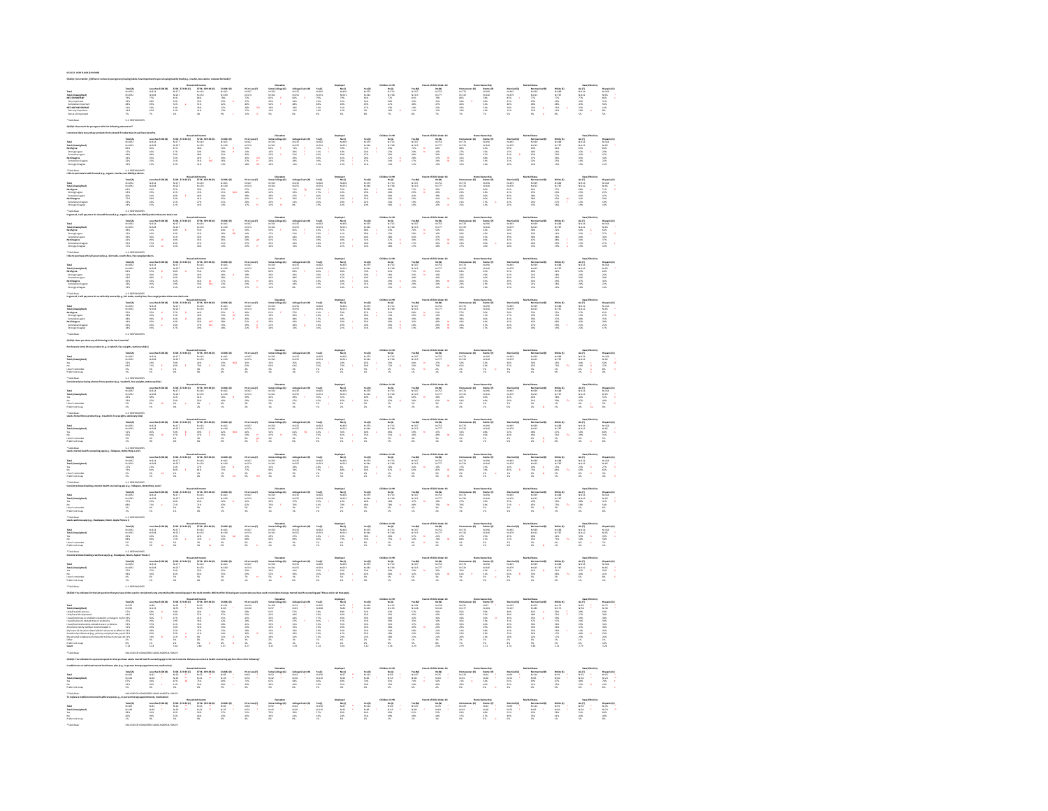|                                                                                                                                                    | Leachas\$2<br>N=128<br>N=108<br>77%<br>23%<br>23%<br>23%                                                                                                                                                                                                                                                                                                                                                                                       |  |  | $\begin{tabular}{l c c c c c} \hline \textbf{M} & \textbf{M} & \textbf{M} & \textbf{M} & \textbf{M} & \textbf{M} & \textbf{M} & \textbf{M} & \textbf{M} & \textbf{M} & \textbf{M} & \textbf{M} & \textbf{M} & \textbf{M} & \textbf{M} & \textbf{M} & \textbf{M} & \textbf{M} & \textbf{M} & \textbf{M} & \textbf{M} & \textbf{M} & \textbf{M} & \textbf{M} & \textbf{M} & \textbf{M} & \textbf{M} & \textbf{M} & \textbf$ |                                                                                                                                                                                                                                                                                                                                                                                                                           | Employed<br>Ma (2)<br>Noti 02<br>Noti 02<br>NYS<br>22%<br>22%<br>22%<br>22%<br>22%<br>22%                                                                                                                                     | <b>Yes(X)</b><br>Nold4<br>Nold4<br>RNN<br>RNN<br>LYN<br>LYN                      |                                                                                                                                                                                                                                  |                                                                                |                                                                      |                                                                                   |                                                                                                                                                                                          |                                                                                                                                                                                                                                                                                                                                                                                                                            |                                                                                                                                                                                                                                                                                                                                                                                                                                                                                      |
|----------------------------------------------------------------------------------------------------------------------------------------------------|------------------------------------------------------------------------------------------------------------------------------------------------------------------------------------------------------------------------------------------------------------------------------------------------------------------------------------------------------------------------------------------------------------------------------------------------|--|--|---------------------------------------------------------------------------------------------------------------------------------------------------------------------------------------------------------------------------------------------------------------------------------------------------------------------------------------------------------------------------------------------------------------------------|---------------------------------------------------------------------------------------------------------------------------------------------------------------------------------------------------------------------------------------------------------------------------------------------------------------------------------------------------------------------------------------------------------------------------|-------------------------------------------------------------------------------------------------------------------------------------------------------------------------------------------------------------------------------|----------------------------------------------------------------------------------|----------------------------------------------------------------------------------------------------------------------------------------------------------------------------------------------------------------------------------|--------------------------------------------------------------------------------|----------------------------------------------------------------------|-----------------------------------------------------------------------------------|------------------------------------------------------------------------------------------------------------------------------------------------------------------------------------------|----------------------------------------------------------------------------------------------------------------------------------------------------------------------------------------------------------------------------------------------------------------------------------------------------------------------------------------------------------------------------------------------------------------------------|--------------------------------------------------------------------------------------------------------------------------------------------------------------------------------------------------------------------------------------------------------------------------------------------------------------------------------------------------------------------------------------------------------------------------------------------------------------------------------------|
|                                                                                                                                                    |                                                                                                                                                                                                                                                                                                                                                                                                                                                |  |  |                                                                                                                                                                                                                                                                                                                                                                                                                           |                                                                                                                                                                                                                                                                                                                                                                                                                           |                                                                                                                                                                                                                               |                                                                                  |                                                                                                                                                                                                                                  |                                                                                |                                                                      |                                                                                   |                                                                                                                                                                                          |                                                                                                                                                                                                                                                                                                                                                                                                                            |                                                                                                                                                                                                                                                                                                                                                                                                                                                                                      |
| Tutal<br>Tutal Jänsenight<br>Not Agues<br>Scoreadult agre<br>Not Disagnes<br>Scoreadult disa<br>Scoreadult disa                                    | Leathan\$50K<br>N=1211<br>N=101<br>GSN<br>GSN<br>2215<br>2215                                                                                                                                                                                                                                                                                                                                                                                  |  |  | EN TRANSPORTE CONTRACTOR                                                                                                                                                                                                                                                                                                                                                                                                  |                                                                                                                                                                                                                                                                                                                                                                                                                           |                                                                                                                                                                                                                               |                                                                                  |                                                                                                                                                                                                                                  |                                                                                |                                                                      | Martied [2]<br>N=033<br>Sitts<br>Sitts<br>Sitts<br>Sitts<br>2215<br>2215          | Marind States<br>McChamind (M) = Which (M)<br>McChai<br>McChai<br>McChai<br>States<br>States<br>States<br>States<br>2016<br>2016<br>2016<br>2016<br>2016<br>2016<br>2016<br>2016<br>2016 | - Maco/Mihoicity<br>  McList<br>  McList<br>  GS% - G<br>  GS% - GS% - GS% - GS% - GS% - GS% - GS% - GS% - GS% - GS% - GS% - GS% - GS% - GS% - GS% - GS% - GS% - GS% - GS% - GS% - GS% - GS% - GS% - GS% - GS% - GS% - GS% - GS% - GS% - G                                                                                                                                                                                 | Magazolc [53]<br>  16:55<br>  16:15<br>  22:15<br>  22:15<br>  22:15                                                                                                                                                                                                                                                                                                                                                                                                                 |
| Tutal<br>Tutal Jänunighted<br>Not Ague<br>Scoolgy ague<br>Scoolad ague<br>Not Diaggee<br>Scoolad diagne<br>Scoolad diagne                          |                                                                                                                                                                                                                                                                                                                                                                                                                                                |  |  |                                                                                                                                                                                                                                                                                                                                                                                                                           |                                                                                                                                                                                                                                                                                                                                                                                                                           | Here is a construction of the contract of the contract of the contract of the contract of the contract of the contract of the contract of the contract of the contract of the contract of the contract of the contract of the |                                                                                  | FIRST FIRST FIRST                                                                                                                                                                                                                |                                                                                |                                                                      |                                                                                   |                                                                                                                                                                                          | $\begin{tabular}{ c c c c } \hline & Rase/Jthwizing & & & & & \\ \hline A\cap\{Y\} & & & & & & & \\ \hline S\cap\{X\} & & & & & & & \\ \hline S\cap\{X\} & & & & & & & \\ \hline S\cap\{X\} & & & & & & & \\ \hline S\cap\{X\} & & & & & & & \\ \hline S\cap\{X\} & & & & & & & \\ \hline S\cap\{X\} & & & & & & & \\ \hline S\cap\{X\} & & & & & & & \\ \hline S\cap\{X\} & & & & & & & \\ \hline S\cap\{X\} & & & & & &$ |                                                                                                                                                                                                                                                                                                                                                                                                                                                                                      |
| Tutal<br>Net Agree<br>Strice fly agree<br>Strice and at agree<br>Net Disagnee<br>Strice and at couple<br>Strice fly disagnee                       |                                                                                                                                                                                                                                                                                                                                                                                                                                                |  |  | FIFT FITT                                                                                                                                                                                                                                                                                                                                                                                                                 |                                                                                                                                                                                                                                                                                                                                                                                                                           | Employed<br>  760   760   760   760   761   762   763   764   763   764   765   765   765   766   766   766   766   766   766   766   767   768   769   760   760   760   760   760   760   760   760   760   760   760   760 |                                                                                  | FOR THE TELEVISION                                                                                                                                                                                                               |                                                                                |                                                                      |                                                                                   |                                                                                                                                                                                          | $\begin{array}{rcl} \textbf{RSO/IRMAGR} \\ \textbf{AA(3)} \\ \textbf{M=188} \\ \textbf{N=142} \\ \textbf{648} \\ \textbf{648} \\ \textbf{228} \\ \textbf{348} \\ \textbf{348} \\ \textbf{348} \\ \textbf{348} \\ \textbf{348} \\ \textbf{348} \\ \textbf{348} \\ \textbf{348} \\ \textbf{348} \\ \textbf{348} \\ \textbf{348} \\ \textbf{348} \\ \textbf{348} \\ \textbf{348} \\ \textbf{348} \\ \textbf{34$               | $\begin{array}{ccc} \mathbf{Higgsic}\,(34)\\ \mathbf{N:65} & 1\\ \mathbf{N:65} & 1\\ \mathbf{G:75} & 5\\ 275 & 5\\ 275 & 2\\ 275 & 7\\ 275 & 7\\ 275 & 7\\ 112 & 1\\ 125 & 1\\ 135 & 1\\ 145 & 1\\ 155 & 1\\ 165 & 1\\ 185 & 1\\ 195 & 1\\ 105 & 1\\ 116 & 1\\ 125 & 1\\ 135 & 1\\ 145 & 1\\ 165 & 1\\ 185 & 1\\ $                                                                                                                                                                   |
| Total<br>Total (Janusighted)<br>Not Agree<br>Scoredy agree<br>Scoredus agree<br>Not Disagne<br>Not Disagne<br>Scoredus alonger<br>Scoredus alonger |                                                                                                                                                                                                                                                                                                                                                                                                                                                |  |  |                                                                                                                                                                                                                                                                                                                                                                                                                           |                                                                                                                                                                                                                                                                                                                                                                                                                           |                                                                                                                                                                                                                               |                                                                                  | IT SERIE T                                                                                                                                                                                                                       |                                                                                |                                                                      |                                                                                   |                                                                                                                                                                                          | $\begin{array}{r} \text{Rian/Rhein} \\ \text{AA}\,(2) \\ \text{M=184} \\ \text{M=142} \\ \text{SFR} \\ \text{SFR} \\ \text{SFR} \\ \text{SFR} \\ \text{SFR} \\ \text{SFR} \\ \text{SFR} \\ \text{SFR} \\ \text{SFR} \\ \text{SFR} \\ \text{SFR} \\ \end{array}$                                                                                                                                                            | Magamic (M)<br>Notifies<br>Gets<br>Gets<br>Alts<br>Alts<br>Alts<br>Alts                                                                                                                                                                                                                                                                                                                                                                                                              |
| Tutal<br>Net Agose<br>Net Agose<br>Score gly agose<br>Score ad at Agose<br>Net Essayean<br>Score ad al disagree<br>Score ad al disagree            |                                                                                                                                                                                                                                                                                                                                                                                                                                                |  |  |                                                                                                                                                                                                                                                                                                                                                                                                                           |                                                                                                                                                                                                                                                                                                                                                                                                                           |                                                                                                                                                                                                                               |                                                                                  | HE FETTILL                                                                                                                                                                                                                       |                                                                                |                                                                      |                                                                                   |                                                                                                                                                                                          |                                                                                                                                                                                                                                                                                                                                                                                                                            | Mispanic (M)<br>No.568<br>No.655<br>G276 5<br>2276 5<br>2276 5                                                                                                                                                                                                                                                                                                                                                                                                                       |
| futal<br>futal (Unweighte<br>fisi<br>fan't remember<br>Frele: not ta say                                                                           |                                                                                                                                                                                                                                                                                                                                                                                                                                                |  |  |                                                                                                                                                                                                                                                                                                                                                                                                                           |                                                                                                                                                                                                                                                                                                                                                                                                                           |                                                                                                                                                                                                                               |                                                                                  | մանվ հայ հաստատեսատությունը հայտնակ հեռանակով համար հայ քաղաք է մանում երբ է մի մասնակող աշխատարի հայտնակ առաջ<br>Արտաքի հայ հայտարի մասնակում է աշխատարի հաստատեսական համար է որ մասնակում է այս մասին հասարատեղ հասարատեղ առա  |                                                                                |                                                                      |                                                                                   |                                                                                                                                                                                          |                                                                                                                                                                                                                                                                                                                                                                                                                            |                                                                                                                                                                                                                                                                                                                                                                                                                                                                                      |
| Tutal<br>Tutal (Unweighted<br>Yes<br>I don't remember<br>Prefer not to cay                                                                         |                                                                                                                                                                                                                                                                                                                                                                                                                                                |  |  |                                                                                                                                                                                                                                                                                                                                                                                                                           |                                                                                                                                                                                                                                                                                                                                                                                                                           |                                                                                                                                                                                                                               |                                                                                  | աստեխատգամբողատարանի հարումակցության հարում է միջոց առաջին հարում է մի մասնում է միջոց հարումական հարում է հար<br>Անդրի հարումակցող հարումակցություն է մի մասնում է այն հարում է ոչ որ մասնում աշխատանք առաջին առաջին առաջին հա  |                                                                                |                                                                      |                                                                                   |                                                                                                                                                                                          |                                                                                                                                                                                                                                                                                                                                                                                                                            |                                                                                                                                                                                                                                                                                                                                                                                                                                                                                      |
| Tutal<br>Tutal (Jawelghtes<br>Yes<br>I don't remember<br>Prefer not ta cay                                                                         |                                                                                                                                                                                                                                                                                                                                                                                                                                                |  |  |                                                                                                                                                                                                                                                                                                                                                                                                                           |                                                                                                                                                                                                                                                                                                                                                                                                                           |                                                                                                                                                                                                                               |                                                                                  |                                                                                                                                                                                                                                  |                                                                                |                                                                      |                                                                                   |                                                                                                                                                                                          |                                                                                                                                                                                                                                                                                                                                                                                                                            |                                                                                                                                                                                                                                                                                                                                                                                                                                                                                      |
| Tutal<br>Tutal (Jaweighted<br>Yo:<br>I dan't remember<br>Prefer nat tu say                                                                         |                                                                                                                                                                                                                                                                                                                                                                                                                                                |  |  |                                                                                                                                                                                                                                                                                                                                                                                                                           |                                                                                                                                                                                                                                                                                                                                                                                                                           |                                                                                                                                                                                                                               |                                                                                  | monanthuad) is monodoxical process in the company of the state of the construction in the monodoxical process in<br>Notice and the company of the state and the state and the two two two two two state state and the state o    |                                                                                |                                                                      |                                                                                   |                                                                                                                                                                                          |                                                                                                                                                                                                                                                                                                                                                                                                                            |                                                                                                                                                                                                                                                                                                                                                                                                                                                                                      |
| Tutal<br>Tutal (Jaweighted)<br>Yes<br>Idan't nonenber<br>Poler nat tu say                                                                          |                                                                                                                                                                                                                                                                                                                                                                                                                                                |  |  |                                                                                                                                                                                                                                                                                                                                                                                                                           |                                                                                                                                                                                                                                                                                                                                                                                                                           |                                                                                                                                                                                                                               |                                                                                  | oyoka Manusova (and the contentral parties) the contentral composited the contentral parties are associated to the contentral parties)<br>- And the contentral parties and the contentral composited the contral was a composite |                                                                                |                                                                      |                                                                                   |                                                                                                                                                                                          |                                                                                                                                                                                                                                                                                                                                                                                                                            |                                                                                                                                                                                                                                                                                                                                                                                                                                                                                      |
| Tutal<br>Tutal (Jawanighted)<br>Yo:<br>I don't remember<br>Prefer not to cay                                                                       |                                                                                                                                                                                                                                                                                                                                                                                                                                                |  |  |                                                                                                                                                                                                                                                                                                                                                                                                                           |                                                                                                                                                                                                                                                                                                                                                                                                                           |                                                                                                                                                                                                                               |                                                                                  | FOR FOR FILLE FOR FOR STRIP FOR FOR                                                                                                                                                                                              |                                                                                |                                                                      |                                                                                   |                                                                                                                                                                                          |                                                                                                                                                                                                                                                                                                                                                                                                                            |                                                                                                                                                                                                                                                                                                                                                                                                                                                                                      |
| Total<br>Total (Linuxelgited)<br>Tot<br>Total romenber<br>Preferent to tay                                                                         |                                                                                                                                                                                                                                                                                                                                                                                                                                                |  |  |                                                                                                                                                                                                                                                                                                                                                                                                                           |                                                                                                                                                                                                                                                                                                                                                                                                                           |                                                                                                                                                                                                                               |                                                                                  | ואת המשפחה של המשפחה של המשפחה של המשפחה לא היה לא היה לא היה לא היה לא היה לא היה לא היה לא היה לא היה לא היה<br>האו האו האו לא היה לא היה לא היה לא היה לא היה לא היה לא היה לא היה לא היה לא היה לא היה לא היה לא היה לא היה  |                                                                                |                                                                      |                                                                                   |                                                                                                                                                                                          |                                                                                                                                                                                                                                                                                                                                                                                                                            |                                                                                                                                                                                                                                                                                                                                                                                                                                                                                      |
|                                                                                                                                                    | $\begin{array}{cccccccccccc} \mbox{for the FDR} & \mbox{for FDR} & \mbox{for FDR} & \mbox{for FDR} & \mbox{for FDR} & \mbox{for FDR} & \mbox{for FDR} & \mbox{for FDR} & \mbox{for FDR} & \mbox{for FDR} & \mbox{for FDR} & \mbox{for FDR} & \mbox{for FDR} & \mbox{for FDR} & \mbox{for FDR} & \mbox{for FDR} & \mbox{for FDR} & \mbox{for FDR} & \mbox{for FDR} & \mbox{for FDR} & \mbox{for FDR} & \mbox{for FDR} & \mbox{for FDR} & \mbox$ |  |  | $\begin{tabular}{ c c c c c c } \hline 15350-30 & \mbox{Milota} & 140-04000 & \mbox{Milota} & 140-04000 & \mbox{Milota} \\ \hline 8.411 & 8.4118 & 8.402 & \mbox{Milota} & 140-0400 & \mbox{Milota} \\ \hline 9.411 & 9.412 & 1414 & 1414 & 1414 & \mbox{Milota} \\ \hline 19.71 & 19.71 & 19.71 & 1414 & 1414 & \mbox{M$                                                                                                 | $\begin{tabular}{ c c c c c } \hline \textbf{C}alq\textbf{a} & \textbf{0} & \textbf{0} & \textbf{0} & \textbf{0} & \textbf{0} & \textbf{0} \\ \hline \textbf{N} & \textbf{0} & \textbf{0} & \textbf{0} & \textbf{0} & \textbf{0} & \textbf{0} & \textbf{0} & \textbf{0} \\ \textbf{N} & \textbf{0} & \textbf{0} & \textbf{0} & \textbf{0} & \textbf{0} & \textbf{0} & \textbf{0} & \textbf{0} & \textbf{0} \\ \textbf{N}$ |                                                                                                                                                                                                                               | Welly<br>Noted Noted<br>SJN<br>SJN<br>SHN 225<br>225<br>225<br>225<br>225<br>225 | Children in 1996<br>  1945 01:<br>  1945 02:<br>  1955 02:<br>  1955 02:<br>  1955<br>  1955<br>  1955 02:                                                                                                                       | Children<br>N=158<br>N=152<br>SSS 4255<br>2255<br>2255<br>2255<br>2255<br>2255 | Mamed<br>N=131 56%<br>SSS 40%<br>SSS 30%<br>21%<br>21%<br>21%<br>21% | Maried (2)<br>N=111<br>N=105<br>SHS<br>SHS<br>SHS<br>2215<br>2215<br>2215<br>2215 | vital Matua<br>  North Statistics <br>  North  North <br>  North  4<br>  40%<br>  40%<br>  40%<br>  40%<br>  40%<br>  40%<br>  40%<br>  40%<br>  40%<br>  40%<br>  40%<br>  40%<br>  40% | Man    Mah<br>  Mah    Mah    Mah    Mah    Mah    Mah    Mah    Mah    Mah    Mah    Mah    Mah    Mah    Mah    Mah    Mah<br>  Mah    Mah    Mah    Mah    Mah    Mah    Mah    Mah    Mah    Mah    Mah    Mah    Mah    Mah                                                                                                                                                                                           |                                                                                                                                                                                                                                                                                                                                                                                                                                                                                      |
| Tutal<br>Tutal (Jaweighted)<br>Yo:<br>Prefer not to say                                                                                            |                                                                                                                                                                                                                                                                                                                                                                                                                                                |  |  |                                                                                                                                                                                                                                                                                                                                                                                                                           |                                                                                                                                                                                                                                                                                                                                                                                                                           |                                                                                                                                                                                                                               |                                                                                  | THE PITTLETT PITTLE                                                                                                                                                                                                              |                                                                                |                                                                      |                                                                                   |                                                                                                                                                                                          |                                                                                                                                                                                                                                                                                                                                                                                                                            | $\begin{array}{l} \mathsf{Hapasis}\left(0\right)\\ \mathsf{N=13}\\ \mathsf{N=23}\\ \mathsf{72\,S} \\ \mathsf{72\,S} \\ \mathsf{13\,S} \end{array} \begin{array}{l} \bullet\\ \bullet\\ \bullet\\ \mathsf{1}\\ \mathsf{2}\\ \mathsf{2}\\ \mathsf{2}\\ \mathsf{2}\\ \mathsf{2}\\ \mathsf{2}\\ \mathsf{2}\\ \mathsf{2}\\ \mathsf{2}\\ \mathsf{2}\\ \mathsf{2}\\ \mathsf{2}\\ \mathsf{2}\\ \mathsf{2}\\ \mathsf{2}\\ \mathsf{2}\\ \mathsf{2}\\ \mathsf{2}\\ \mathsf{2}\\ \mathsf{2}\\ \$ |
| Tutal<br>Tutal (Linumighted)<br>Yes<br>Ma<br>Prefer not 16 day                                                                                     |                                                                                                                                                                                                                                                                                                                                                                                                                                                |  |  |                                                                                                                                                                                                                                                                                                                                                                                                                           |                                                                                                                                                                                                                                                                                                                                                                                                                           |                                                                                                                                                                                                                               |                                                                                  |                                                                                                                                                                                                                                  |                                                                                |                                                                      |                                                                                   |                                                                                                                                                                                          |                                                                                                                                                                                                                                                                                                                                                                                                                            |                                                                                                                                                                                                                                                                                                                                                                                                                                                                                      |

**012122 - HOD FLASH (24 HOUR)**

\* Table Base: HAS USED OR CONSIDERED USING A MENTAL HEALTH